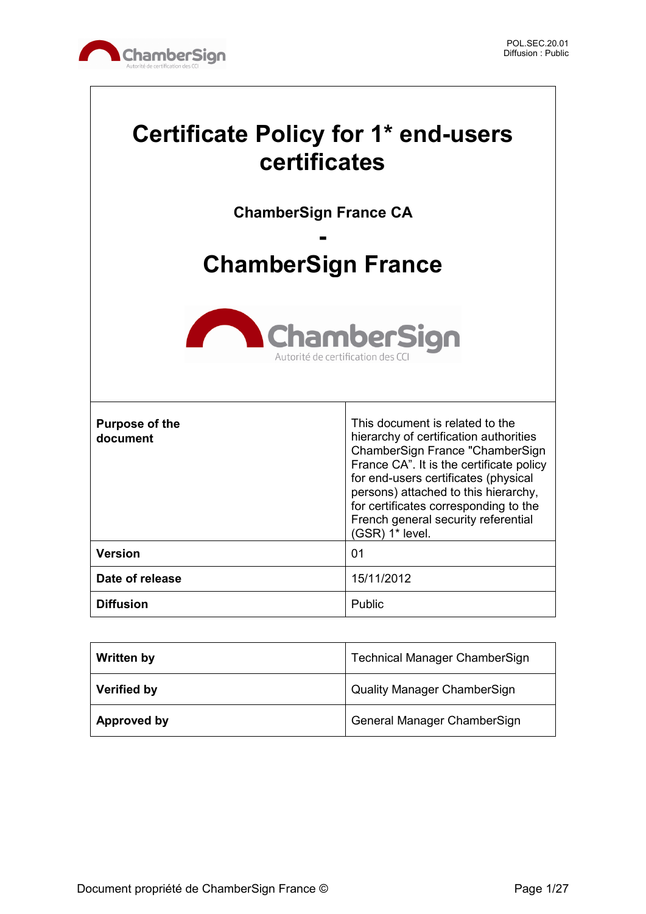# Certificate Policy for 1* end-users certificates

**ChamberSign France CA**

**-**

## ChamberSign France

| **Purpose of the document** | This document is related to the hierarchy of certification authorities ChamberSign France "ChamberSign France CA”. It is the certificate policy for end-users certificates (physical persons) attached to this hierarchy, for certificates corresponding to the French general security referential (GSR) 1* level. |
|---|---|
| **Version** | 01 |
| **Date of release** | 15/11/2012 |
| **Diffusion** | Public |

| **Written by** | Technical Manager ChamberSign |
|---|---|
| **Verified by** | Quality Manager ChamberSign |
| **Approved by** | General Manager ChamberSign |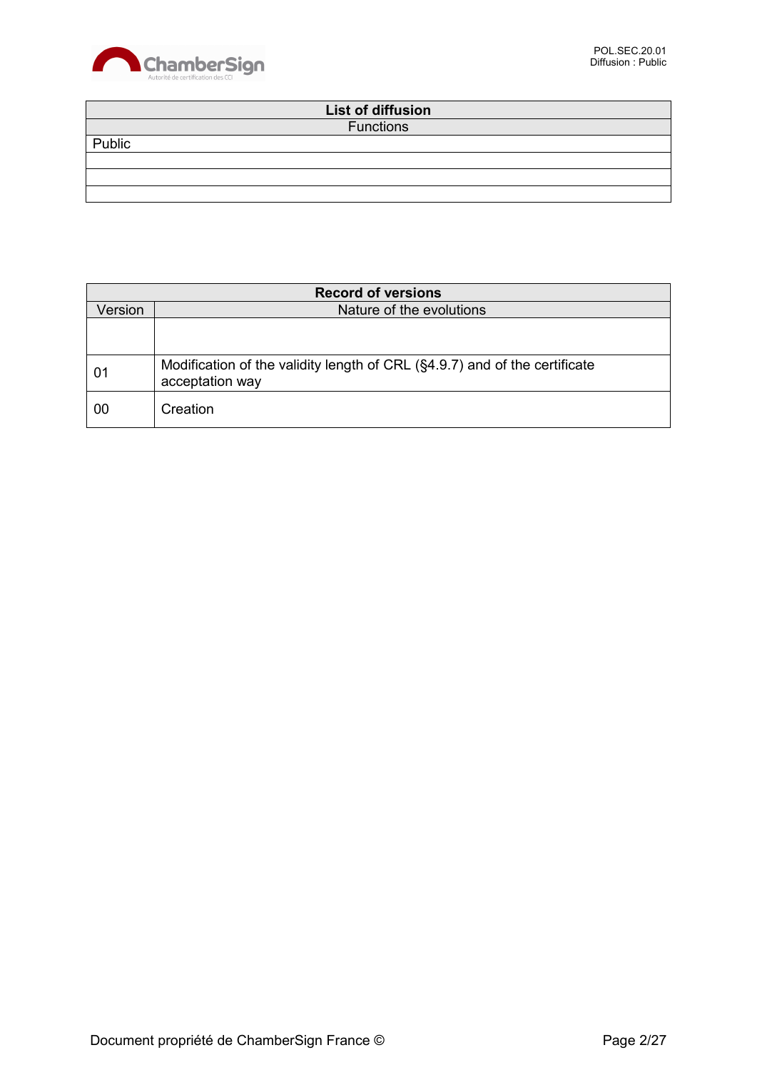| List of diffusion |
|---|
| Functions |
| Public |
| |
| |
| |

| Record of versions | |
|---|---|
| Version | Nature of the evolutions |
| | |
| 01 | Modification of the validity length of CRL (§4.9.7) and of the certificate acceptation way |
| 00 | Creation |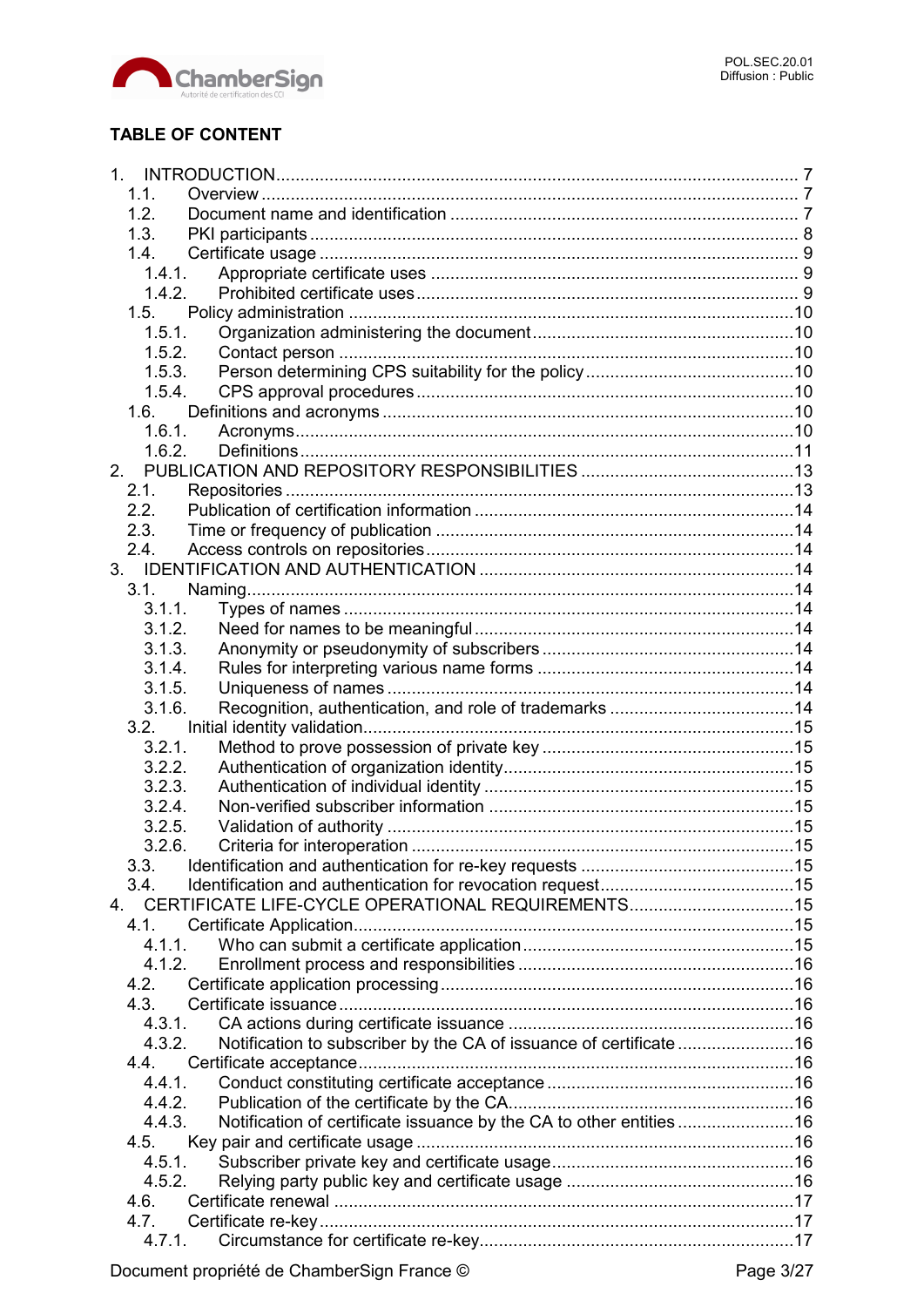## TABLE OF CONTENT

1. INTRODUCTION ... 7
   - 1.1. Overview ... 7
   - 1.2. Document name and identification ... 7
   - 1.3. PKI participants ... 8
   - 1.4. Certificate usage ... 9
     - 1.4.1. Appropriate certificate uses ... 9
     - 1.4.2. Prohibited certificate uses ... 9
   - 1.5. Policy administration ... 10
     - 1.5.1. Organization administering the document ... 10
     - 1.5.2. Contact person ... 10
     - 1.5.3. Person determining CPS suitability for the policy ... 10
     - 1.5.4. CPS approval procedures ... 10
   - 1.6. Definitions and acronyms ... 10
     - 1.6.1. Acronyms ... 10
     - 1.6.2. Definitions ... 11
2. PUBLICATION AND REPOSITORY RESPONSIBILITIES ... 13
   - 2.1. Repositories ... 13
   - 2.2. Publication of certification information ... 14
   - 2.3. Time or frequency of publication ... 14
   - 2.4. Access controls on repositories ... 14
3. IDENTIFICATION AND AUTHENTICATION ... 14
   - 3.1. Naming ... 14
     - 3.1.1. Types of names ... 14
     - 3.1.2. Need for names to be meaningful ... 14
     - 3.1.3. Anonymity or pseudonymity of subscribers ... 14
     - 3.1.4. Rules for interpreting various name forms ... 14
     - 3.1.5. Uniqueness of names ... 14
     - 3.1.6. Recognition, authentication, and role of trademarks ... 14
   - 3.2. Initial identity validation ... 15
     - 3.2.1. Method to prove possession of private key ... 15
     - 3.2.2. Authentication of organization identity ... 15
     - 3.2.3. Authentication of individual identity ... 15
     - 3.2.4. Non-verified subscriber information ... 15
     - 3.2.5. Validation of authority ... 15
     - 3.2.6. Criteria for interoperation ... 15
   - 3.3. Identification and authentication for re-key requests ... 15
   - 3.4. Identification and authentication for revocation request ... 15
4. CERTIFICATE LIFE-CYCLE OPERATIONAL REQUIREMENTS ... 15
   - 4.1. Certificate Application ... 15
     - 4.1.1. Who can submit a certificate application ... 15
     - 4.1.2. Enrollment process and responsibilities ... 16
   - 4.2. Certificate application processing ... 16
   - 4.3. Certificate issuance ... 16
     - 4.3.1. CA actions during certificate issuance ... 16
     - 4.3.2. Notification to subscriber by the CA of issuance of certificate ... 16
   - 4.4. Certificate acceptance ... 16
     - 4.4.1. Conduct constituting certificate acceptance ... 16
     - 4.4.2. Publication of the certificate by the CA ... 16
     - 4.4.3. Notification of certificate issuance by the CA to other entities ... 16
   - 4.5. Key pair and certificate usage ... 16
     - 4.5.1. Subscriber private key and certificate usage ... 16
     - 4.5.2. Relying party public key and certificate usage ... 16
   - 4.6. Certificate renewal ... 17
   - 4.7. Certificate re-key ... 17
     - 4.7.1. Circumstance for certificate re-key ... 17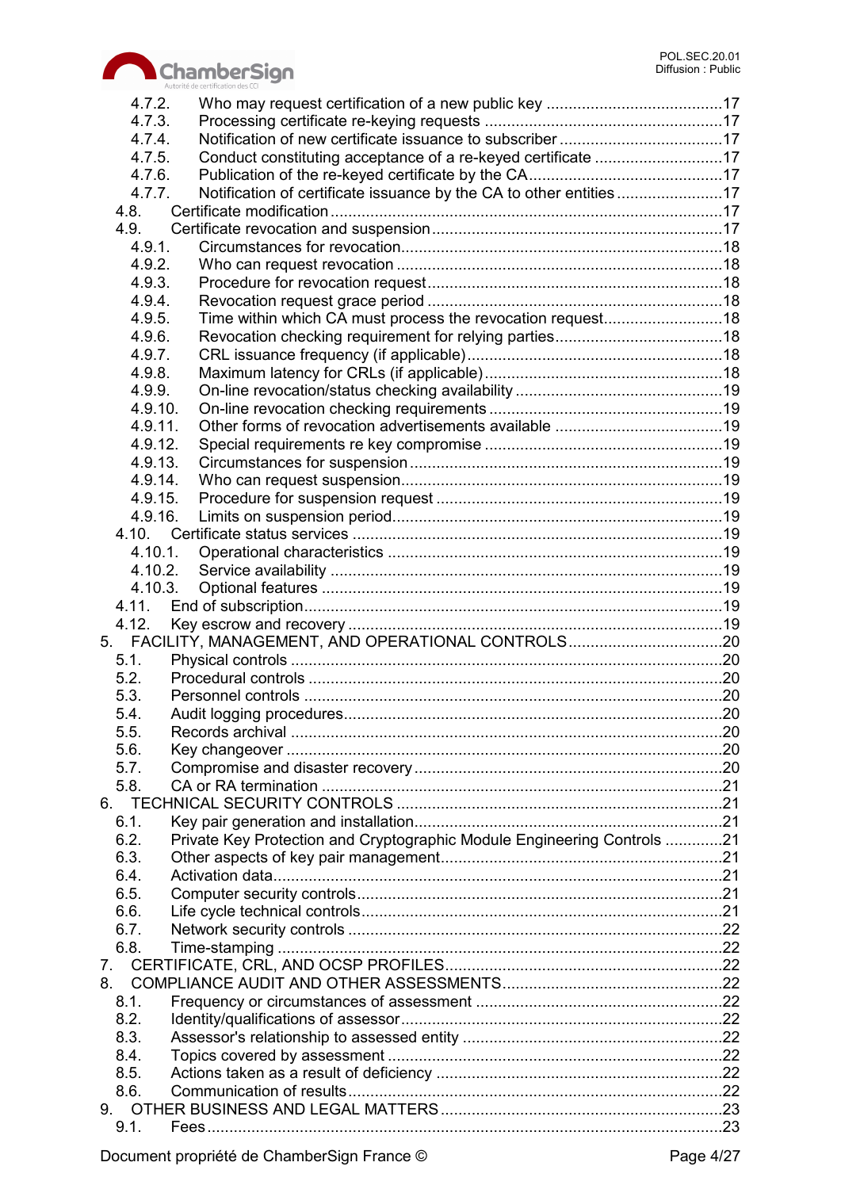4.7.2. Who may request certification of a new public key ........................................17
4.7.3. Processing certificate re-keying requests ......................................................17
4.7.4. Notification of new certificate issuance to subscriber .....................................17
4.7.5. Conduct constituting acceptance of a re-keyed certificate .............................17
4.7.6. Publication of the re-keyed certificate by the CA...........................................17
4.7.7. Notification of certificate issuance by the CA to other entities ........................17
4.8. Certificate modification .........................................................................................17
4.9. Certificate revocation and suspension ..................................................................17
4.9.1. Circumstances for revocation.........................................................................18
4.9.2. Who can request revocation ..........................................................................18
4.9.3. Procedure for revocation request...................................................................18
4.9.4. Revocation request grace period ...................................................................18
4.9.5. Time within which CA must process the revocation request...........................18
4.9.6. Revocation checking requirement for relying parties......................................18
4.9.7. CRL issuance frequency (if applicable)..........................................................18
4.9.8. Maximum latency for CRLs (if applicable)......................................................18
4.9.9. On-line revocation/status checking availability ...............................................19
4.9.10. On-line revocation checking requirements .....................................................19
4.9.11. Other forms of revocation advertisements available ......................................19
4.9.12. Special requirements re key compromise ......................................................19
4.9.13. Circumstances for suspension ......................................................................19
4.9.14. Who can request suspension.........................................................................19
4.9.15. Procedure for suspension request .................................................................19
4.9.16. Limits on suspension period...........................................................................19
4.10. Certificate status services ....................................................................................19
4.10.1. Operational characteristics ............................................................................19
4.10.2. Service availability .........................................................................................19
4.10.3. Optional features ...........................................................................................19
4.11. End of subscription...............................................................................................19
4.12. Key escrow and recovery .....................................................................................19
5. FACILITY, MANAGEMENT, AND OPERATIONAL CONTROLS..................................20
5.1. Physical controls .................................................................................................20
5.2. Procedural controls .............................................................................................20
5.3. Personnel controls ..............................................................................................20
5.4. Audit logging procedures.....................................................................................20
5.5. Records archival .................................................................................................20
5.6. Key changeover ..................................................................................................20
5.7. Compromise and disaster recovery......................................................................20
5.8. CA or RA termination ..........................................................................................21
6. TECHNICAL SECURITY CONTROLS .........................................................................21
6.1. Key pair generation and installation.....................................................................21
6.2. Private Key Protection and Cryptographic Module Engineering Controls .............21
6.3. Other aspects of key pair management................................................................21
6.4. Activation data.....................................................................................................21
6.5. Computer security controls..................................................................................21
6.6. Life cycle technical controls.................................................................................21
6.7. Network security controls ....................................................................................22
6.8. Time-stamping ....................................................................................................22
7. CERTIFICATE, CRL, AND OCSP PROFILES...............................................................22
8. COMPLIANCE AUDIT AND OTHER ASSESSMENTS..................................................22
8.1. Frequency or circumstances of assessment ........................................................22
8.2. Identity/qualifications of assessor........................................................................22
8.3. Assessor's relationship to assessed entity ...........................................................22
8.4. Topics covered by assessment ...........................................................................22
8.5. Actions taken as a result of deficiency ................................................................22
8.6. Communication of results....................................................................................22
9. OTHER BUSINESS AND LEGAL MATTERS...............................................................23
9.1. Fees....................................................................................................................23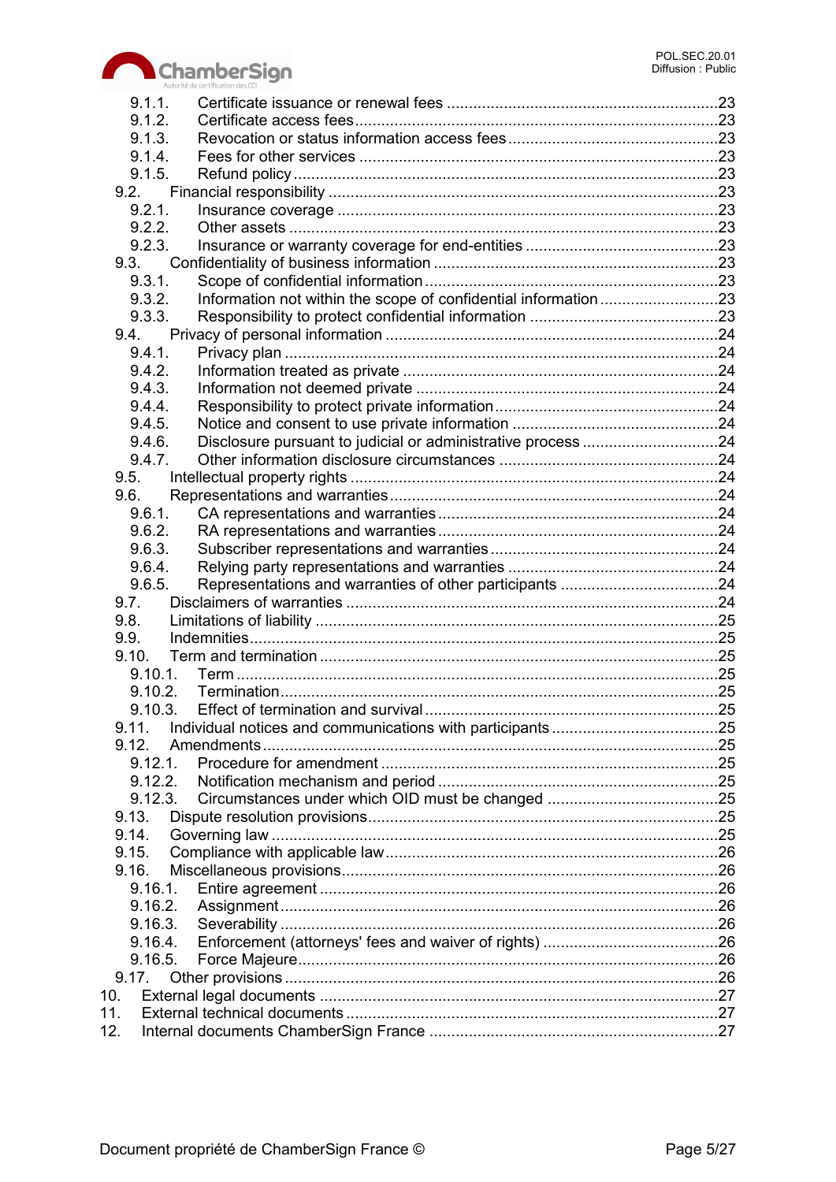9.1.1. Certificate issuance or renewal fees ....................................................................23
9.1.2. Certificate access fees.........................................................................................23
9.1.3. Revocation or status information access fees.........................................................23
9.1.4. Fees for other services .........................................................................................23
9.1.5. Refund policy.......................................................................................................23
9.2. Financial responsibility ...............................................................................................23
9.2.1. Insurance coverage ...............................................................................................23
9.2.2. Other assets .........................................................................................................23
9.2.3. Insurance or warranty coverage for end-entities ......................................................23
9.3. Confidentiality of business information .........................................................................23
9.3.1. Scope of confidential information ...........................................................................23
9.3.2. Information not within the scope of confidential information ....................................23
9.3.3. Responsibility to protect confidential information .....................................................23
9.4. Privacy of personal information ....................................................................................24
9.4.1. Privacy plan ..........................................................................................................24
9.4.2. Information treated as private ................................................................................24
9.4.3. Information not deemed private .............................................................................24
9.4.4. Responsibility to protect private information.............................................................24
9.4.5. Notice and consent to use private information .........................................................24
9.4.6. Disclosure pursuant to judicial or administrative process ..........................................24
9.4.7. Other information disclosure circumstances ............................................................24
9.5. Intellectual property rights ..........................................................................................24
9.6. Representations and warranties..................................................................................24
9.6.1. CA representations and warranties .........................................................................24
9.6.2. RA representations and warranties .........................................................................24
9.6.3. Subscriber representations and warranties..............................................................24
9.6.4. Relying party representations and warranties ..........................................................24
9.6.5. Representations and warranties of other participants ..............................................24
9.7. Disclaimers of warranties ............................................................................................24
9.8. Limitations of liability ..................................................................................................25
9.9. Indemnities................................................................................................................25
9.10. Term and termination .................................................................................................25
9.10.1. Term ....................................................................................................................25
9.10.2. Termination..........................................................................................................25
9.10.3. Effect of termination and survival...........................................................................25
9.11. Individual notices and communications with participants .............................................25
9.12. Amendments..............................................................................................................25
9.12.1. Procedure for amendment .....................................................................................25
9.12.2. Notification mechanism and period .........................................................................25
9.12.3. Circumstances under which OID must be changed ..................................................25
9.13. Dispute resolution provisions.......................................................................................25
9.14. Governing law ............................................................................................................25
9.15. Compliance with applicable law....................................................................................26
9.16. Miscellaneous provisions.............................................................................................26
9.16.1. Entire agreement ..................................................................................................26
9.16.2. Assignment..........................................................................................................26
9.16.3. Severability ..........................................................................................................26
9.16.4. Enforcement (attorneys' fees and waiver of rights) ..................................................26
9.16.5. Force Majeure.......................................................................................................26
9.17. Other provisions .........................................................................................................26
10. External legal documents ..................................................................................................27
11. External technical documents ............................................................................................27
12. Internal documents ChamberSign France ..........................................................................27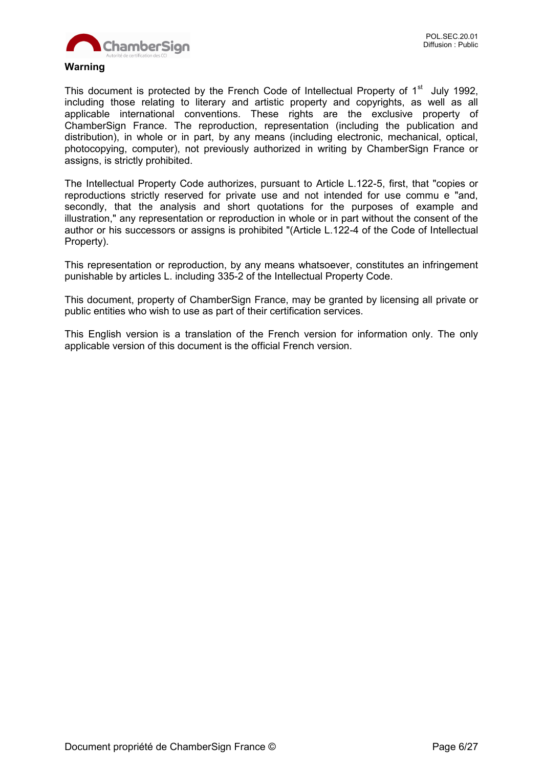**Warning**

This document is protected by the French Code of Intellectual Property of 1st July 1992, including those relating to literary and artistic property and copyrights, as well as all applicable international conventions. These rights are the exclusive property of ChamberSign France. The reproduction, representation (including the publication and distribution), in whole or in part, by any means (including electronic, mechanical, optical, photocopying, computer), not previously authorized in writing by ChamberSign France or assigns, is strictly prohibited.

The Intellectual Property Code authorizes, pursuant to Article L.122-5, first, that "copies or reproductions strictly reserved for private use and not intended for use commu e "and, secondly, that the analysis and short quotations for the purposes of example and illustration," any representation or reproduction in whole or in part without the consent of the author or his successors or assigns is prohibited "(Article L.122-4 of the Code of Intellectual Property).

This representation or reproduction, by any means whatsoever, constitutes an infringement punishable by articles L. including 335-2 of the Intellectual Property Code.

This document, property of ChamberSign France, may be granted by licensing all private or public entities who wish to use as part of their certification services.

This English version is a translation of the French version for information only. The only applicable version of this document is the official French version.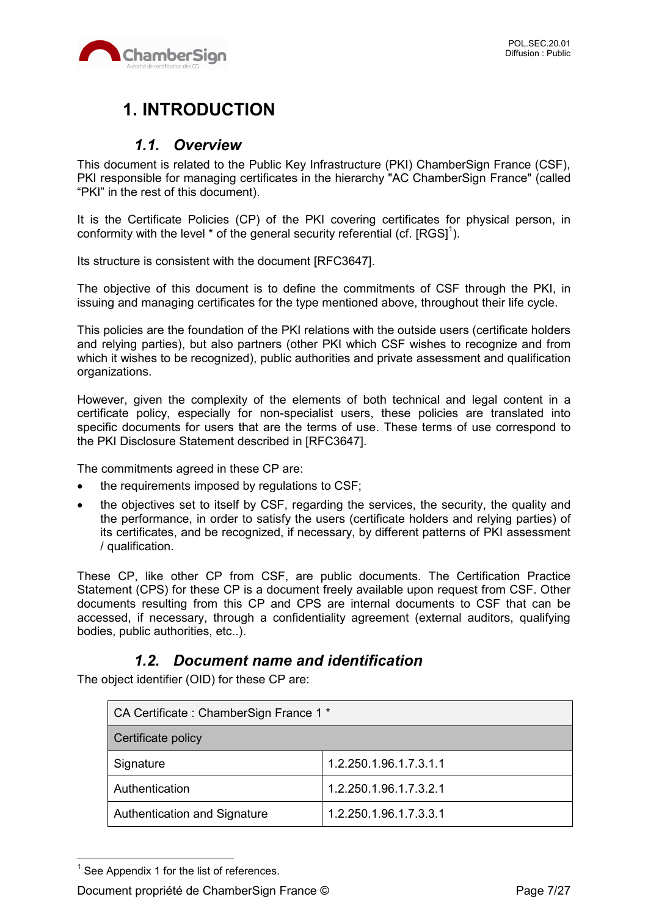# 1. INTRODUCTION

## 1.1. Overview

This document is related to the Public Key Infrastructure (PKI) ChamberSign France (CSF), PKI responsible for managing certificates in the hierarchy "AC ChamberSign France" (called “PKI” in the rest of this document).

It is the Certificate Policies (CP) of the PKI covering certificates for physical person, in conformity with the level * of the general security referential (cf. [RGS][1]).

Its structure is consistent with the document [RFC3647].

The objective of this document is to define the commitments of CSF through the PKI, in issuing and managing certificates for the type mentioned above, throughout their life cycle.

This policies are the foundation of the PKI relations with the outside users (certificate holders and relying parties), but also partners (other PKI which CSF wishes to recognize and from which it wishes to be recognized), public authorities and private assessment and qualification organizations.

However, given the complexity of the elements of both technical and legal content in a certificate policy, especially for non-specialist users, these policies are translated into specific documents for users that are the terms of use. These terms of use correspond to the PKI Disclosure Statement described in [RFC3647].

The commitments agreed in these CP are:

- the requirements imposed by regulations to CSF;
- the objectives set to itself by CSF, regarding the services, the security, the quality and the performance, in order to satisfy the users (certificate holders and relying parties) of its certificates, and be recognized, if necessary, by different patterns of PKI assessment / qualification.

These CP, like other CP from CSF, are public documents. The Certification Practice Statement (CPS) for these CP is a document freely available upon request from CSF. Other documents resulting from this CP and CPS are internal documents to CSF that can be accessed, if necessary, through a confidentiality agreement (external auditors, qualifying bodies, public authorities, etc..).

## 1.2. Document name and identification

The object identifier (OID) for these CP are:

| CA Certificate : ChamberSign France 1 * | |
|---|---|
| Certificate policy | |
| Signature | 1.2.250.1.96.1.7.3.1.1 |
| Authentication | 1.2.250.1.96.1.7.3.2.1 |
| Authentication and Signature | 1.2.250.1.96.1.7.3.3.1 |

[1] See Appendix 1 for the list of references.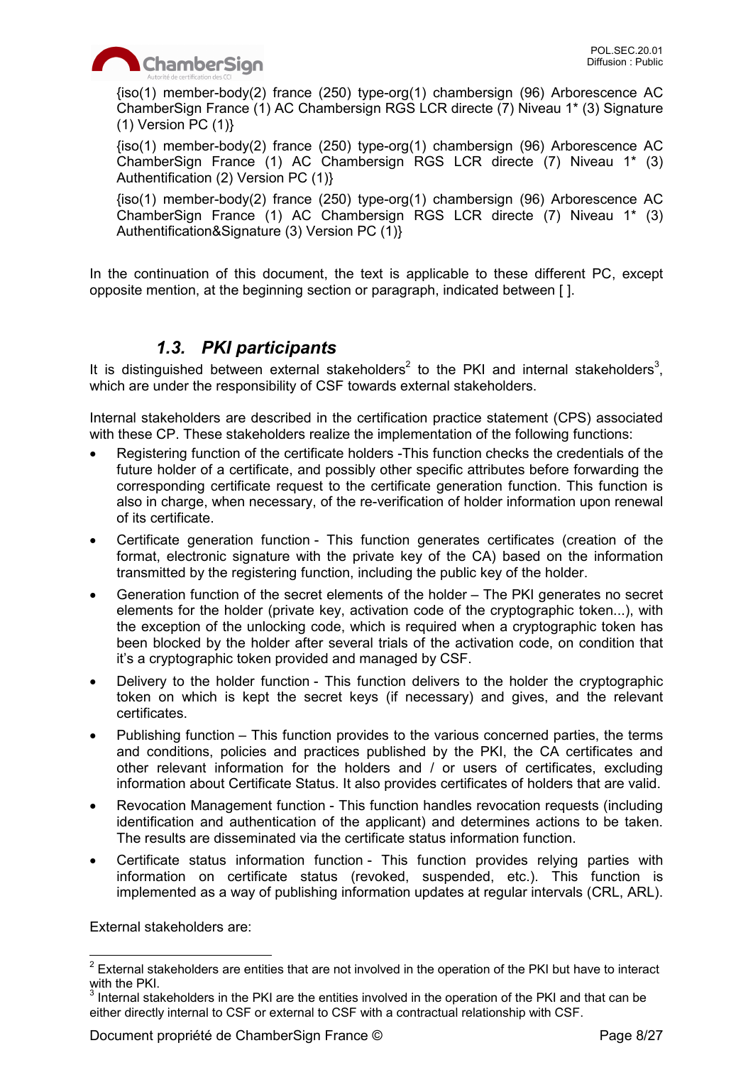{iso(1) member-body(2) france (250) type-org(1) chambersign (96) Arborescence AC ChamberSign France (1) AC Chambersign RGS LCR directe (7) Niveau 1* (3) Signature (1) Version PC (1)}

{iso(1) member-body(2) france (250) type-org(1) chambersign (96) Arborescence AC ChamberSign France (1) AC Chambersign RGS LCR directe (7) Niveau 1* (3) Authentification (2) Version PC (1)}

{iso(1) member-body(2) france (250) type-org(1) chambersign (96) Arborescence AC ChamberSign France (1) AC Chambersign RGS LCR directe (7) Niveau 1* (3) Authentification&Signature (3) Version PC (1)}

In the continuation of this document, the text is applicable to these different PC, except opposite mention, at the beginning section or paragraph, indicated between [ ].

## *1.3. PKI participants*

It is distinguished between external stakeholders[2] to the PKI and internal stakeholders[3], which are under the responsibility of CSF towards external stakeholders.

Internal stakeholders are described in the certification practice statement (CPS) associated with these CP. These stakeholders realize the implementation of the following functions:

- Registering function of the certificate holders -This function checks the credentials of the future holder of a certificate, and possibly other specific attributes before forwarding the corresponding certificate request to the certificate generation function. This function is also in charge, when necessary, of the re-verification of holder information upon renewal of its certificate.
- Certificate generation function - This function generates certificates (creation of the format, electronic signature with the private key of the CA) based on the information transmitted by the registering function, including the public key of the holder.
- Generation function of the secret elements of the holder – The PKI generates no secret elements for the holder (private key, activation code of the cryptographic token...), with the exception of the unlocking code, which is required when a cryptographic token has been blocked by the holder after several trials of the activation code, on condition that it's a cryptographic token provided and managed by CSF.
- Delivery to the holder function - This function delivers to the holder the cryptographic token on which is kept the secret keys (if necessary) and gives, and the relevant certificates.
- Publishing function – This function provides to the various concerned parties, the terms and conditions, policies and practices published by the PKI, the CA certificates and other relevant information for the holders and / or users of certificates, excluding information about Certificate Status. It also provides certificates of holders that are valid.
- Revocation Management function - This function handles revocation requests (including identification and authentication of the applicant) and determines actions to be taken. The results are disseminated via the certificate status information function.
- Certificate status information function - This function provides relying parties with information on certificate status (revoked, suspended, etc.). This function is implemented as a way of publishing information updates at regular intervals (CRL, ARL).

External stakeholders are:

---

[2] External stakeholders are entities that are not involved in the operation of the PKI but have to interact with the PKI.

[3] Internal stakeholders in the PKI are the entities involved in the operation of the PKI and that can be either directly internal to CSF or external to CSF with a contractual relationship with CSF.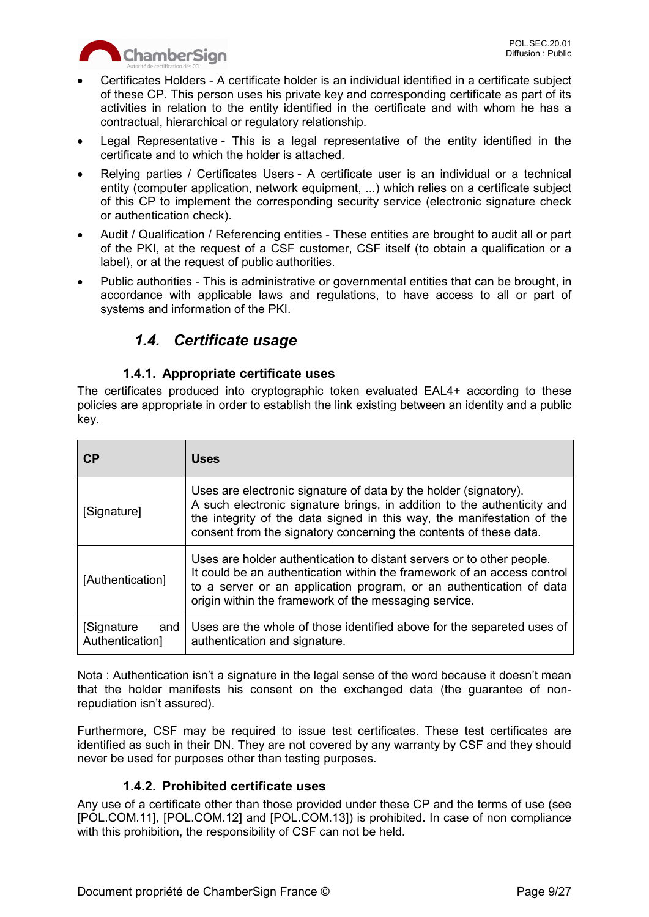- Certificates Holders - A certificate holder is an individual identified in a certificate subject of these CP. This person uses his private key and corresponding certificate as part of its activities in relation to the entity identified in the certificate and with whom he has a contractual, hierarchical or regulatory relationship.
- Legal Representative - This is a legal representative of the entity identified in the certificate and to which the holder is attached.
- Relying parties / Certificates Users - A certificate user is an individual or a technical entity (computer application, network equipment, ...) which relies on a certificate subject of this CP to implement the corresponding security service (electronic signature check or authentication check).
- Audit / Qualification / Referencing entities - These entities are brought to audit all or part of the PKI, at the request of a CSF customer, CSF itself (to obtain a qualification or a label), or at the request of public authorities.
- Public authorities - This is administrative or governmental entities that can be brought, in accordance with applicable laws and regulations, to have access to all or part of systems and information of the PKI.

## *1.4. Certificate usage*

### 1.4.1. Appropriate certificate uses

The certificates produced into cryptographic token evaluated EAL4+ according to these policies are appropriate in order to establish the link existing between an identity and a public key.

| CP | Uses |
|---|---|
| [Signature] | Uses are electronic signature of data by the holder (signatory). A such electronic signature brings, in addition to the authenticity and the integrity of the data signed in this way, the manifestation of the consent from the signatory concerning the contents of these data. |
| [Authentication] | Uses are holder authentication to distant servers or to other people. It could be an authentication within the framework of an access control to a server or an application program, or an authentication of data origin within the framework of the messaging service. |
| [Signature and Authentication] | Uses are the whole of those identified above for the separeted uses of authentication and signature. |

Nota : Authentication isn't a signature in the legal sense of the word because it doesn't mean that the holder manifests his consent on the exchanged data (the guarantee of non-repudiation isn't assured).

Furthermore, CSF may be required to issue test certificates. These test certificates are identified as such in their DN. They are not covered by any warranty by CSF and they should never be used for purposes other than testing purposes.

### 1.4.2. Prohibited certificate uses

Any use of a certificate other than those provided under these CP and the terms of use (see [POL.COM.11], [POL.COM.12] and [POL.COM.13]) is prohibited. In case of non compliance with this prohibition, the responsibility of CSF can not be held.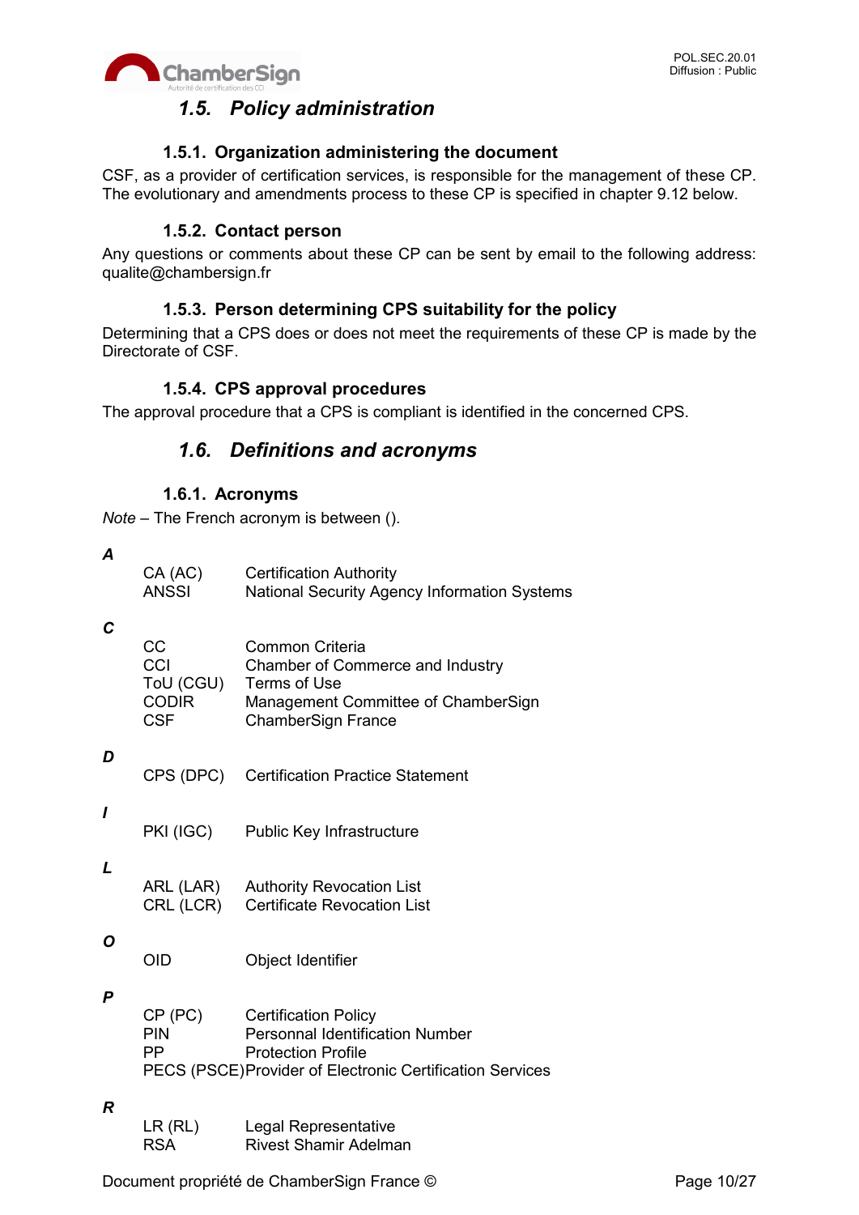## 1.5. Policy administration

### 1.5.1. Organization administering the document

CSF, as a provider of certification services, is responsible for the management of these CP. The evolutionary and amendments process to these CP is specified in chapter 9.12 below.

### 1.5.2. Contact person

Any questions or comments about these CP can be sent by email to the following address: qualite@chambersign.fr

### 1.5.3. Person determining CPS suitability for the policy

Determining that a CPS does or does not meet the requirements of these CP is made by the Directorate of CSF.

### 1.5.4. CPS approval procedures

The approval procedure that a CPS is compliant is identified in the concerned CPS.

## 1.6. Definitions and acronyms

### 1.6.1. Acronyms

*Note* – The French acronym is between ().

***A***

| | |
|---|---|
| CA (AC) | Certification Authority |
| ANSSI | National Security Agency Information Systems |

***C***

| | |
|---|---|
| CC | Common Criteria |
| CCI | Chamber of Commerce and Industry |
| ToU (CGU) | Terms of Use |
| CODIR | Management Committee of ChamberSign |
| CSF | ChamberSign France |

***D***

| | |
|---|---|
| CPS (DPC) | Certification Practice Statement |

***I***

| | |
|---|---|
| PKI (IGC) | Public Key Infrastructure |

***L***

| | |
|---|---|
| ARL (LAR) | Authority Revocation List |
| CRL (LCR) | Certificate Revocation List |

***O***

| | |
|---|---|
| OID | Object Identifier |

***P***

| | |
|---|---|
| CP (PC) | Certification Policy |
| PIN | Personnal Identification Number |
| PP | Protection Profile |
| PECS (PSCE) | Provider of Electronic Certification Services |

***R***

| | |
|---|---|
| LR (RL) | Legal Representative |
| RSA | Rivest Shamir Adelman |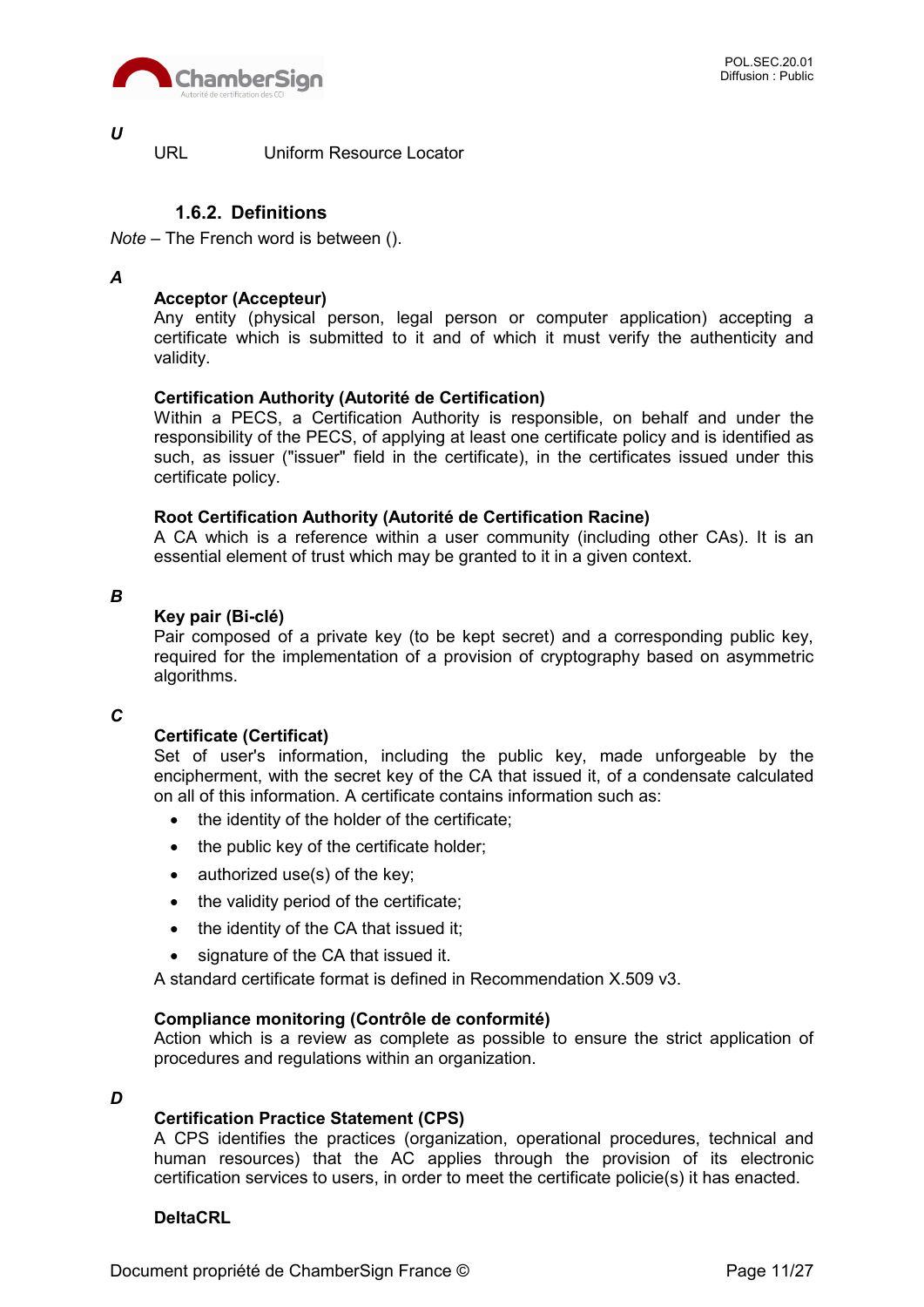***U***

URL Uniform Resource Locator

### 1.6.2. Definitions

*Note* – The French word is between ().

***A***

**Acceptor (Accepteur)**
Any entity (physical person, legal person or computer application) accepting a certificate which is submitted to it and of which it must verify the authenticity and validity.

**Certification Authority (Autorité de Certification)**
Within a PECS, a Certification Authority is responsible, on behalf and under the responsibility of the PECS, of applying at least one certificate policy and is identified as such, as issuer ("issuer" field in the certificate), in the certificates issued under this certificate policy.

**Root Certification Authority (Autorité de Certification Racine)**
A CA which is a reference within a user community (including other CAs). It is an essential element of trust which may be granted to it in a given context.

***B***

**Key pair (Bi-clé)**
Pair composed of a private key (to be kept secret) and a corresponding public key, required for the implementation of a provision of cryptography based on asymmetric algorithms.

***C***

**Certificate (Certificat)**
Set of user's information, including the public key, made unforgeable by the encipherment, with the secret key of the CA that issued it, of a condensate calculated on all of this information. A certificate contains information such as:

- the identity of the holder of the certificate;
- the public key of the certificate holder;
- authorized use(s) of the key;
- the validity period of the certificate;
- the identity of the CA that issued it;
- signature of the CA that issued it.

A standard certificate format is defined in Recommendation X.509 v3.

**Compliance monitoring (Contrôle de conformité)**
Action which is a review as complete as possible to ensure the strict application of procedures and regulations within an organization.

***D***

**Certification Practice Statement (CPS)**
A CPS identifies the practices (organization, operational procedures, technical and human resources) that the AC applies through the provision of its electronic certification services to users, in order to meet the certificate policie(s) it has enacted.

**DeltaCRL**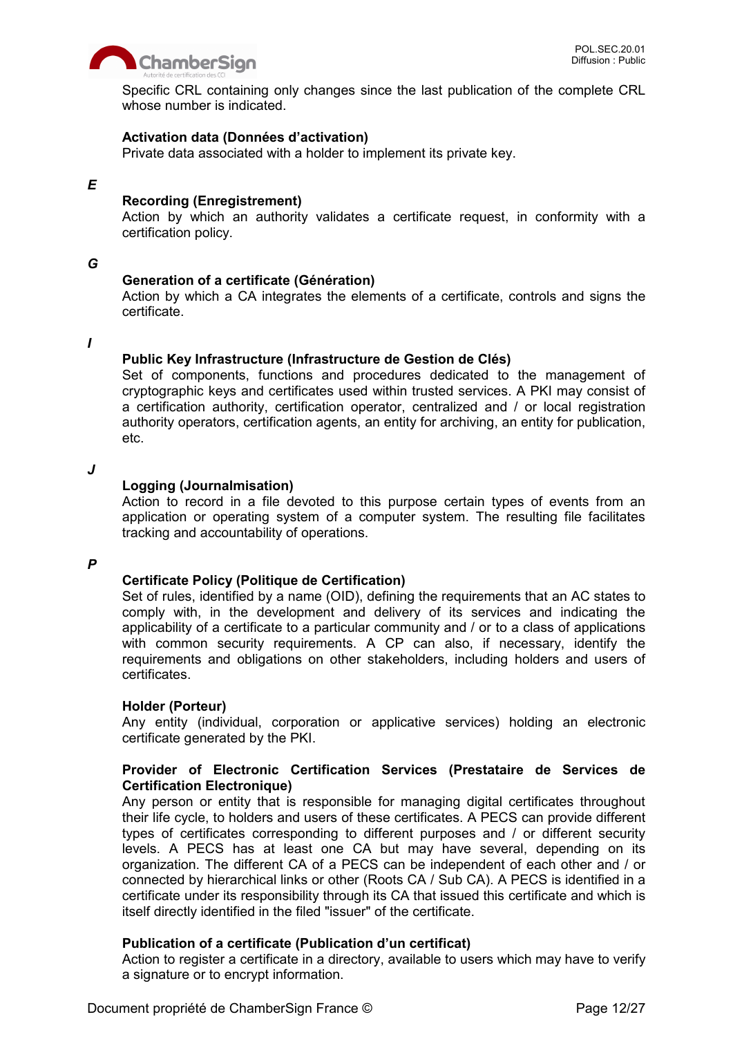Specific CRL containing only changes since the last publication of the complete CRL whose number is indicated.

**Activation data (Données d'activation)**
Private data associated with a holder to implement its private key.

***E***

**Recording (Enregistrement)**
Action by which an authority validates a certificate request, in conformity with a certification policy.

***G***

**Generation of a certificate (Génération)**
Action by which a CA integrates the elements of a certificate, controls and signs the certificate.

***I***

**Public Key Infrastructure (Infrastructure de Gestion de Clés)**
Set of components, functions and procedures dedicated to the management of cryptographic keys and certificates used within trusted services. A PKI may consist of a certification authority, certification operator, centralized and / or local registration authority operators, certification agents, an entity for archiving, an entity for publication, etc.

***J***

**Logging (Journalmisation)**
Action to record in a file devoted to this purpose certain types of events from an application or operating system of a computer system. The resulting file facilitates tracking and accountability of operations.

***P***

**Certificate Policy (Politique de Certification)**
Set of rules, identified by a name (OID), defining the requirements that an AC states to comply with, in the development and delivery of its services and indicating the applicability of a certificate to a particular community and / or to a class of applications with common security requirements. A CP can also, if necessary, identify the requirements and obligations on other stakeholders, including holders and users of certificates.

**Holder (Porteur)**
Any entity (individual, corporation or applicative services) holding an electronic certificate generated by the PKI.

**Provider of Electronic Certification Services (Prestataire de Services de Certification Electronique)**
Any person or entity that is responsible for managing digital certificates throughout their life cycle, to holders and users of these certificates. A PECS can provide different types of certificates corresponding to different purposes and / or different security levels. A PECS has at least one CA but may have several, depending on its organization. The different CA of a PECS can be independent of each other and / or connected by hierarchical links or other (Roots CA / Sub CA). A PECS is identified in a certificate under its responsibility through its CA that issued this certificate and which is itself directly identified in the filed "issuer" of the certificate.

**Publication of a certificate (Publication d'un certificat)**
Action to register a certificate in a directory, available to users which may have to verify a signature or to encrypt information.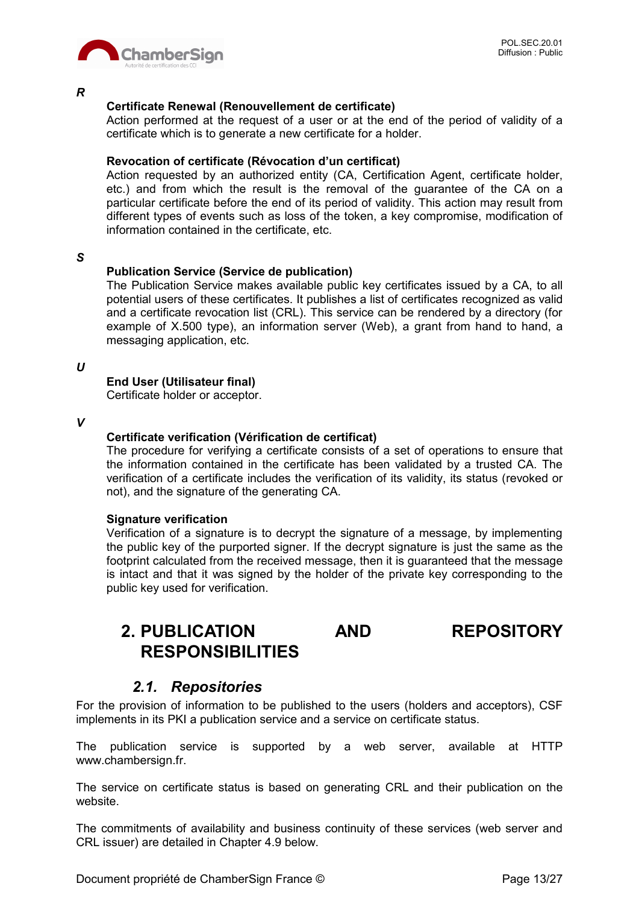***R***

**Certificate Renewal (Renouvellement de certificate)**
Action performed at the request of a user or at the end of the period of validity of a certificate which is to generate a new certificate for a holder.

**Revocation of certificate (Révocation d'un certificat)**
Action requested by an authorized entity (CA, Certification Agent, certificate holder, etc.) and from which the result is the removal of the guarantee of the CA on a particular certificate before the end of its period of validity. This action may result from different types of events such as loss of the token, a key compromise, modification of information contained in the certificate, etc.

***S***

**Publication Service (Service de publication)**
The Publication Service makes available public key certificates issued by a CA, to all potential users of these certificates. It publishes a list of certificates recognized as valid and a certificate revocation list (CRL). This service can be rendered by a directory (for example of X.500 type), an information server (Web), a grant from hand to hand, a messaging application, etc.

***U***

**End User (Utilisateur final)**
Certificate holder or acceptor.

***V***

**Certificate verification (Vérification de certificat)**
The procedure for verifying a certificate consists of a set of operations to ensure that the information contained in the certificate has been validated by a trusted CA. The verification of a certificate includes the verification of its validity, its status (revoked or not), and the signature of the generating CA.

**Signature verification**
Verification of a signature is to decrypt the signature of a message, by implementing the public key of the purported signer. If the decrypt signature is just the same as the footprint calculated from the received message, then it is guaranteed that the message is intact and that it was signed by the holder of the private key corresponding to the public key used for verification.

# 2. PUBLICATION AND REPOSITORY RESPONSIBILITIES

## *2.1. Repositories*

For the provision of information to be published to the users (holders and acceptors), CSF implements in its PKI a publication service and a service on certificate status.

The publication service is supported by a web server, available at HTTP www.chambersign.fr.

The service on certificate status is based on generating CRL and their publication on the website.

The commitments of availability and business continuity of these services (web server and CRL issuer) are detailed in Chapter 4.9 below.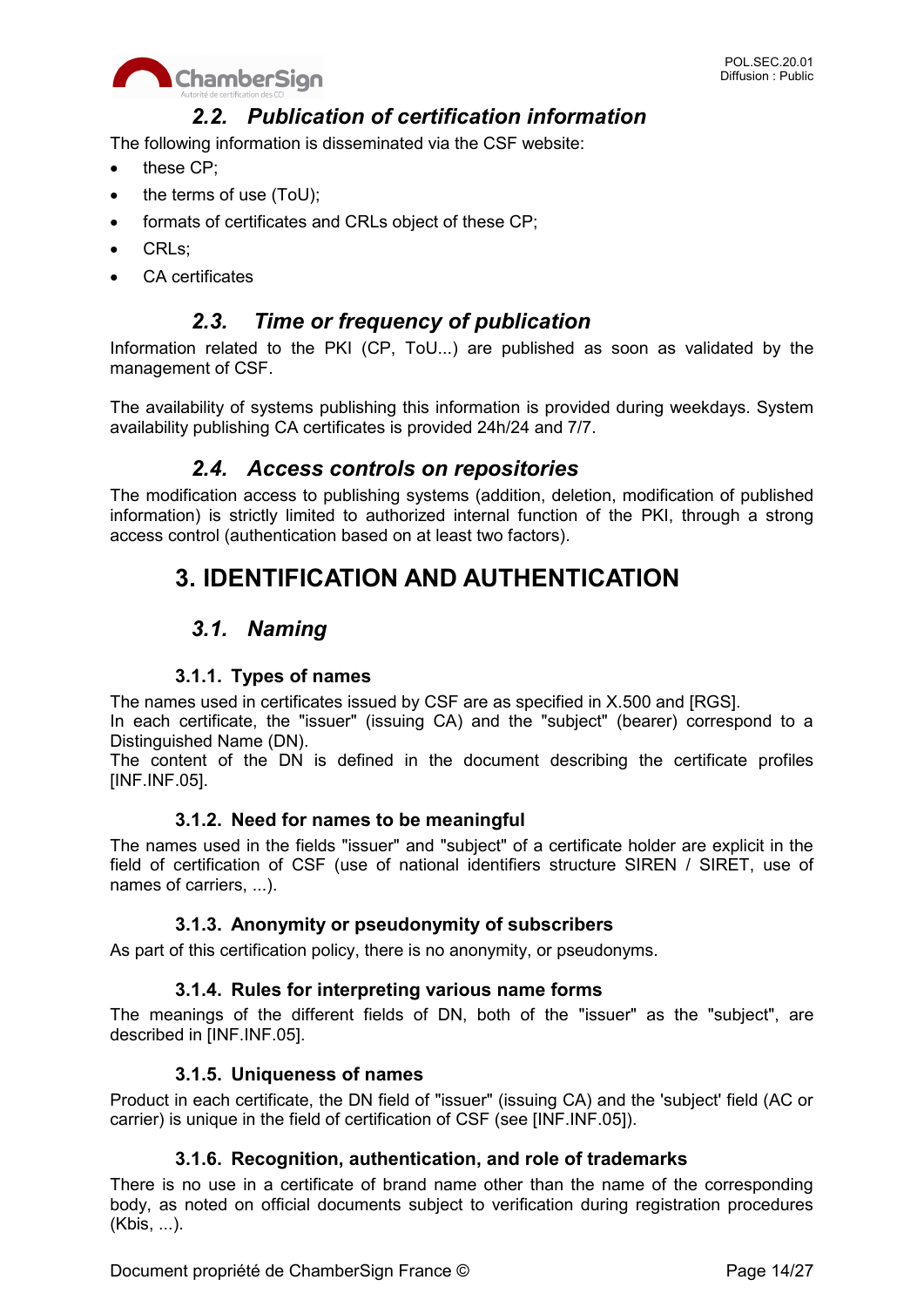## 2.2. Publication of certification information

The following information is disseminated via the CSF website:

- these CP;
- the terms of use (ToU);
- formats of certificates and CRLs object of these CP;
- CRLs;
- CA certificates

## 2.3. Time or frequency of publication

Information related to the PKI (CP, ToU...) are published as soon as validated by the management of CSF.

The availability of systems publishing this information is provided during weekdays. System availability publishing CA certificates is provided 24h/24 and 7/7.

## 2.4. Access controls on repositories

The modification access to publishing systems (addition, deletion, modification of published information) is strictly limited to authorized internal function of the PKI, through a strong access control (authentication based on at least two factors).

# 3. IDENTIFICATION AND AUTHENTICATION

## 3.1. Naming

### 3.1.1. Types of names

The names used in certificates issued by CSF are as specified in X.500 and [RGS].
In each certificate, the "issuer" (issuing CA) and the "subject" (bearer) correspond to a Distinguished Name (DN).
The content of the DN is defined in the document describing the certificate profiles [INF.INF.05].

### 3.1.2. Need for names to be meaningful

The names used in the fields "issuer" and "subject" of a certificate holder are explicit in the field of certification of CSF (use of national identifiers structure SIREN / SIRET, use of names of carriers, ...).

### 3.1.3. Anonymity or pseudonymity of subscribers

As part of this certification policy, there is no anonymity, or pseudonyms.

### 3.1.4. Rules for interpreting various name forms

The meanings of the different fields of DN, both of the "issuer" as the "subject", are described in [INF.INF.05].

### 3.1.5. Uniqueness of names

Product in each certificate, the DN field of "issuer" (issuing CA) and the 'subject' field (AC or carrier) is unique in the field of certification of CSF (see [INF.INF.05]).

### 3.1.6. Recognition, authentication, and role of trademarks

There is no use in a certificate of brand name other than the name of the corresponding body, as noted on official documents subject to verification during registration procedures (Kbis, ...).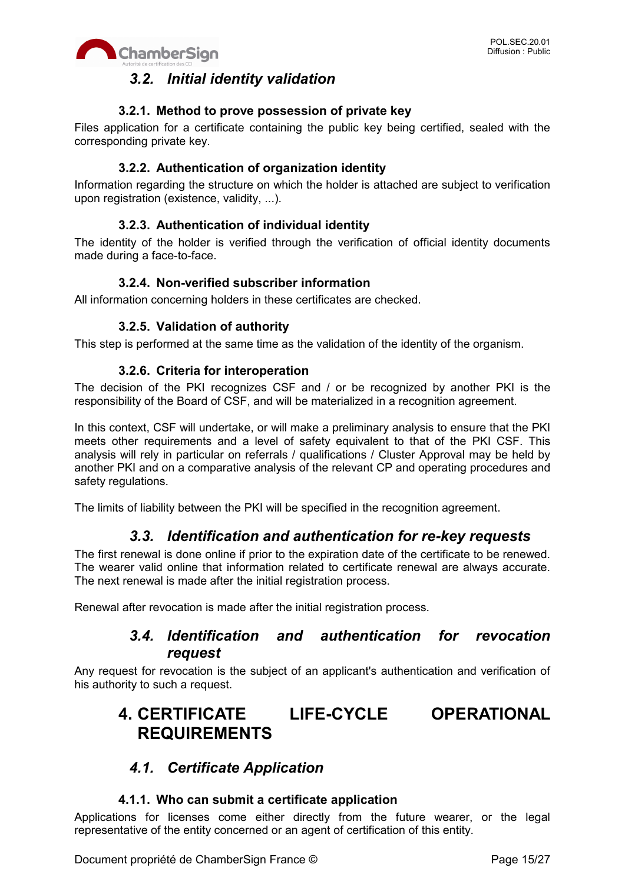## 3.2. Initial identity validation

### 3.2.1. Method to prove possession of private key

Files application for a certificate containing the public key being certified, sealed with the corresponding private key.

### 3.2.2. Authentication of organization identity

Information regarding the structure on which the holder is attached are subject to verification upon registration (existence, validity, ...).

### 3.2.3. Authentication of individual identity

The identity of the holder is verified through the verification of official identity documents made during a face-to-face.

### 3.2.4. Non-verified subscriber information

All information concerning holders in these certificates are checked.

### 3.2.5. Validation of authority

This step is performed at the same time as the validation of the identity of the organism.

### 3.2.6. Criteria for interoperation

The decision of the PKI recognizes CSF and / or be recognized by another PKI is the responsibility of the Board of CSF, and will be materialized in a recognition agreement.

In this context, CSF will undertake, or will make a preliminary analysis to ensure that the PKI meets other requirements and a level of safety equivalent to that of the PKI CSF. This analysis will rely in particular on referrals / qualifications / Cluster Approval may be held by another PKI and on a comparative analysis of the relevant CP and operating procedures and safety regulations.

The limits of liability between the PKI will be specified in the recognition agreement.

## 3.3. Identification and authentication for re-key requests

The first renewal is done online if prior to the expiration date of the certificate to be renewed. The wearer valid online that information related to certificate renewal are always accurate. The next renewal is made after the initial registration process.

Renewal after revocation is made after the initial registration process.

## 3.4. Identification and authentication for revocation request

Any request for revocation is the subject of an applicant's authentication and verification of his authority to such a request.

# 4. CERTIFICATE LIFE-CYCLE OPERATIONAL REQUIREMENTS

## 4.1. Certificate Application

### 4.1.1. Who can submit a certificate application

Applications for licenses come either directly from the future wearer, or the legal representative of the entity concerned or an agent of certification of this entity.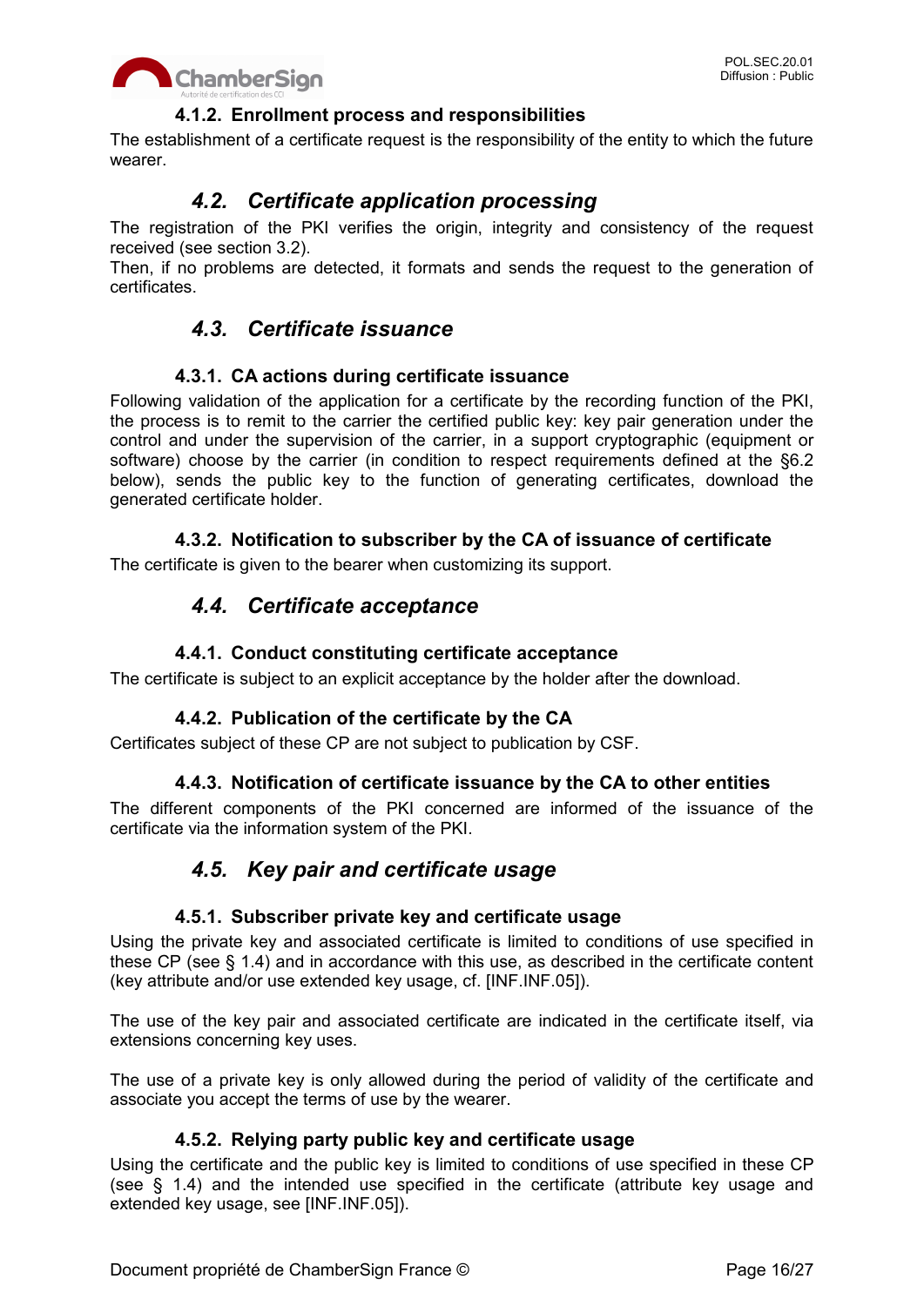#### 4.1.2. Enrollment process and responsibilities

The establishment of a certificate request is the responsibility of the entity to which the future wearer.

### 4.2. Certificate application processing

The registration of the PKI verifies the origin, integrity and consistency of the request received (see section 3.2).

Then, if no problems are detected, it formats and sends the request to the generation of certificates.

### 4.3. Certificate issuance

#### 4.3.1. CA actions during certificate issuance

Following validation of the application for a certificate by the recording function of the PKI, the process is to remit to the carrier the certified public key: key pair generation under the control and under the supervision of the carrier, in a support cryptographic (equipment or software) choose by the carrier (in condition to respect requirements defined at the §6.2 below), sends the public key to the function of generating certificates, download the generated certificate holder.

#### 4.3.2. Notification to subscriber by the CA of issuance of certificate

The certificate is given to the bearer when customizing its support.

### 4.4. Certificate acceptance

#### 4.4.1. Conduct constituting certificate acceptance

The certificate is subject to an explicit acceptance by the holder after the download.

#### 4.4.2. Publication of the certificate by the CA

Certificates subject of these CP are not subject to publication by CSF.

#### 4.4.3. Notification of certificate issuance by the CA to other entities

The different components of the PKI concerned are informed of the issuance of the certificate via the information system of the PKI.

### 4.5. Key pair and certificate usage

#### 4.5.1. Subscriber private key and certificate usage

Using the private key and associated certificate is limited to conditions of use specified in these CP (see § 1.4) and in accordance with this use, as described in the certificate content (key attribute and/or use extended key usage, cf. [INF.INF.05]).

The use of the key pair and associated certificate are indicated in the certificate itself, via extensions concerning key uses.

The use of a private key is only allowed during the period of validity of the certificate and associate you accept the terms of use by the wearer.

#### 4.5.2. Relying party public key and certificate usage

Using the certificate and the public key is limited to conditions of use specified in these CP (see § 1.4) and the intended use specified in the certificate (attribute key usage and extended key usage, see [INF.INF.05]).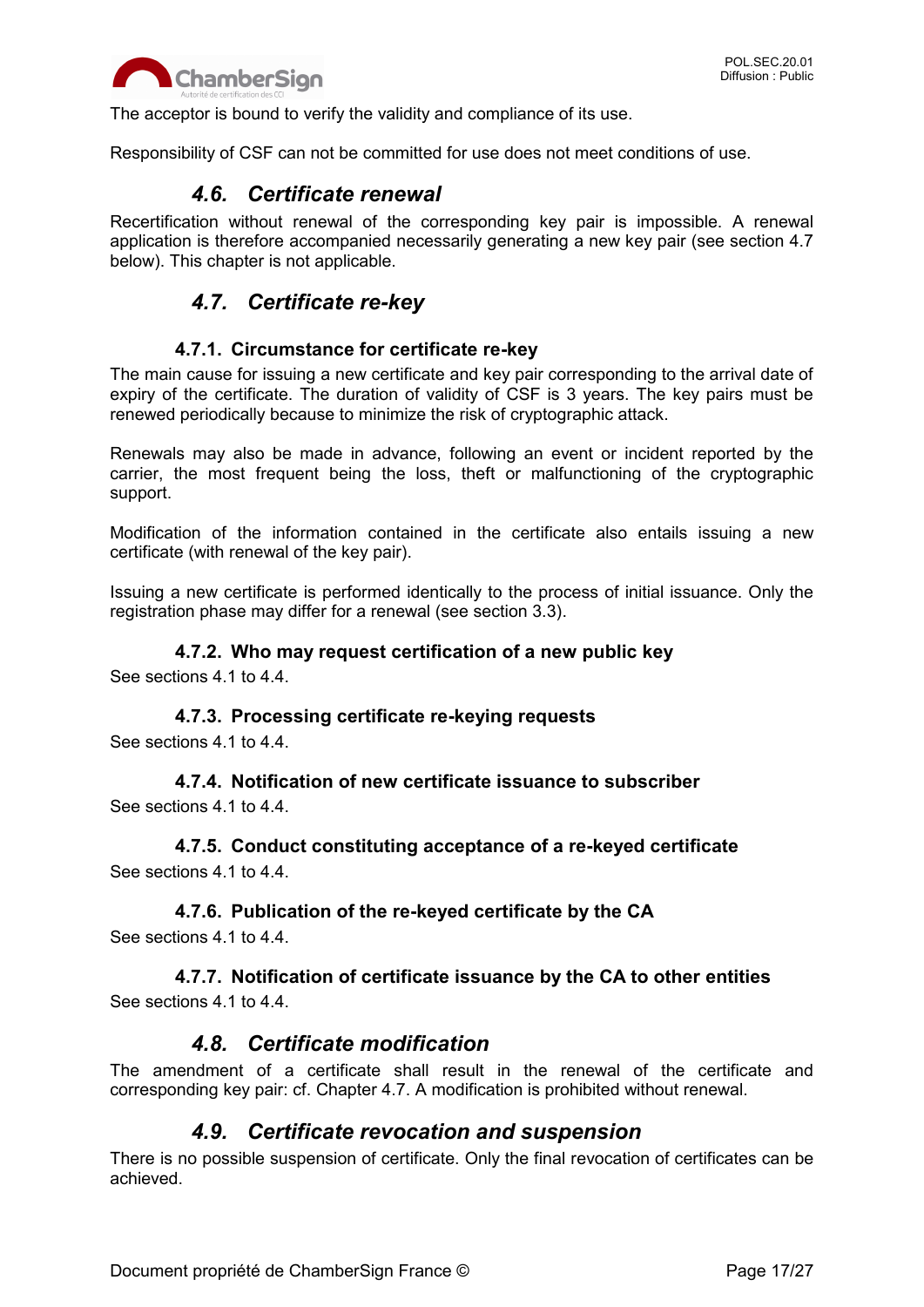The acceptor is bound to verify the validity and compliance of its use.

Responsibility of CSF can not be committed for use does not meet conditions of use.

## *4.6. Certificate renewal*

Recertification without renewal of the corresponding key pair is impossible. A renewal application is therefore accompanied necessarily generating a new key pair (see section 4.7 below). This chapter is not applicable.

## *4.7. Certificate re-key*

### 4.7.1. Circumstance for certificate re-key

The main cause for issuing a new certificate and key pair corresponding to the arrival date of expiry of the certificate. The duration of validity of CSF is 3 years. The key pairs must be renewed periodically because to minimize the risk of cryptographic attack.

Renewals may also be made in advance, following an event or incident reported by the carrier, the most frequent being the loss, theft or malfunctioning of the cryptographic support.

Modification of the information contained in the certificate also entails issuing a new certificate (with renewal of the key pair).

Issuing a new certificate is performed identically to the process of initial issuance. Only the registration phase may differ for a renewal (see section 3.3).

### 4.7.2. Who may request certification of a new public key

See sections 4.1 to 4.4.

### 4.7.3. Processing certificate re-keying requests

See sections 4.1 to 4.4.

### 4.7.4. Notification of new certificate issuance to subscriber

See sections 4.1 to 4.4.

### 4.7.5. Conduct constituting acceptance of a re-keyed certificate

See sections 4.1 to 4.4.

### 4.7.6. Publication of the re-keyed certificate by the CA

See sections 4.1 to 4.4.

### 4.7.7. Notification of certificate issuance by the CA to other entities

See sections 4.1 to 4.4.

## *4.8. Certificate modification*

The amendment of a certificate shall result in the renewal of the certificate and corresponding key pair: cf. Chapter 4.7. A modification is prohibited without renewal.

## *4.9. Certificate revocation and suspension*

There is no possible suspension of certificate. Only the final revocation of certificates can be achieved.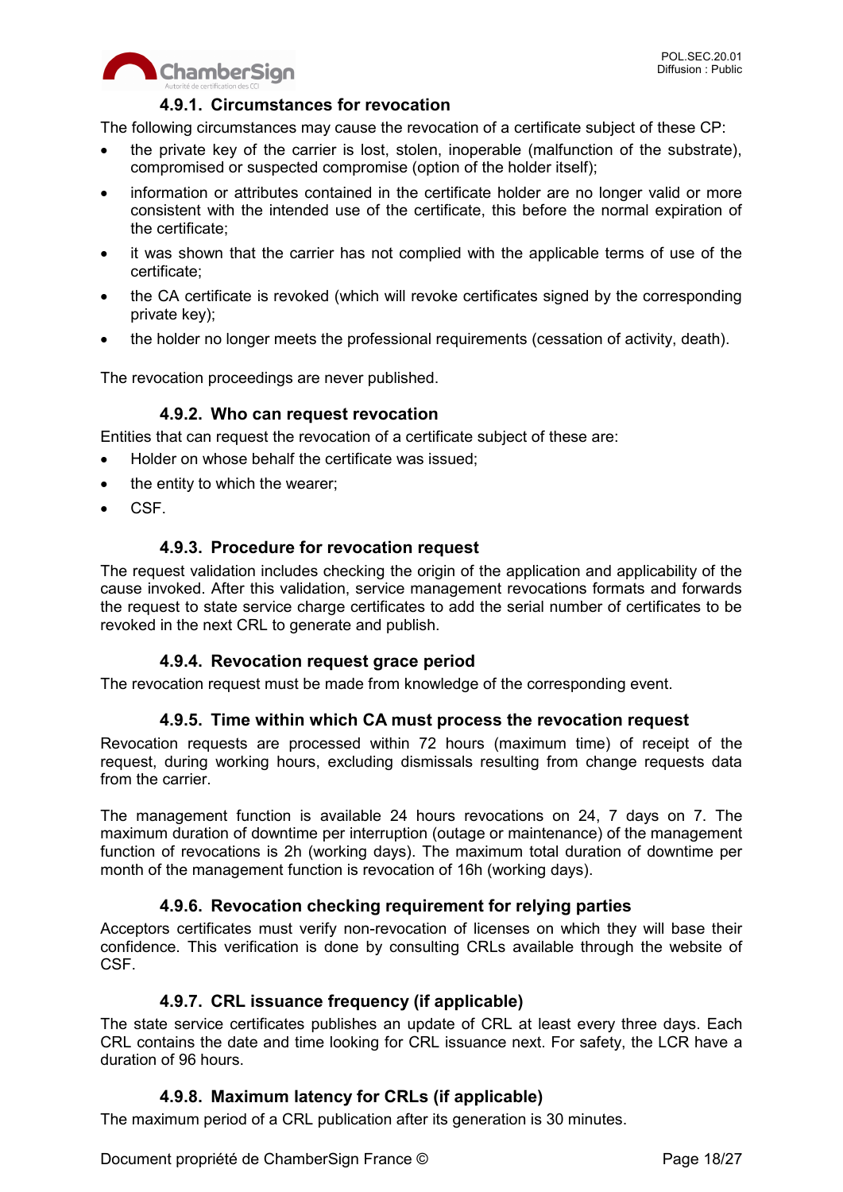#### 4.9.1. Circumstances for revocation

The following circumstances may cause the revocation of a certificate subject of these CP:

- the private key of the carrier is lost, stolen, inoperable (malfunction of the substrate), compromised or suspected compromise (option of the holder itself);
- information or attributes contained in the certificate holder are no longer valid or more consistent with the intended use of the certificate, this before the normal expiration of the certificate;
- it was shown that the carrier has not complied with the applicable terms of use of the certificate;
- the CA certificate is revoked (which will revoke certificates signed by the corresponding private key);
- the holder no longer meets the professional requirements (cessation of activity, death).

The revocation proceedings are never published.

#### 4.9.2. Who can request revocation

Entities that can request the revocation of a certificate subject of these are:

- Holder on whose behalf the certificate was issued;
- the entity to which the wearer;
- CSF.

#### 4.9.3. Procedure for revocation request

The request validation includes checking the origin of the application and applicability of the cause invoked. After this validation, service management revocations formats and forwards the request to state service charge certificates to add the serial number of certificates to be revoked in the next CRL to generate and publish.

#### 4.9.4. Revocation request grace period

The revocation request must be made from knowledge of the corresponding event.

#### 4.9.5. Time within which CA must process the revocation request

Revocation requests are processed within 72 hours (maximum time) of receipt of the request, during working hours, excluding dismissals resulting from change requests data from the carrier.

The management function is available 24 hours revocations on 24, 7 days on 7. The maximum duration of downtime per interruption (outage or maintenance) of the management function of revocations is 2h (working days). The maximum total duration of downtime per month of the management function is revocation of 16h (working days).

#### 4.9.6. Revocation checking requirement for relying parties

Acceptors certificates must verify non-revocation of licenses on which they will base their confidence. This verification is done by consulting CRLs available through the website of CSF.

#### 4.9.7. CRL issuance frequency (if applicable)

The state service certificates publishes an update of CRL at least every three days. Each CRL contains the date and time looking for CRL issuance next. For safety, the LCR have a duration of 96 hours.

#### 4.9.8. Maximum latency for CRLs (if applicable)

The maximum period of a CRL publication after its generation is 30 minutes.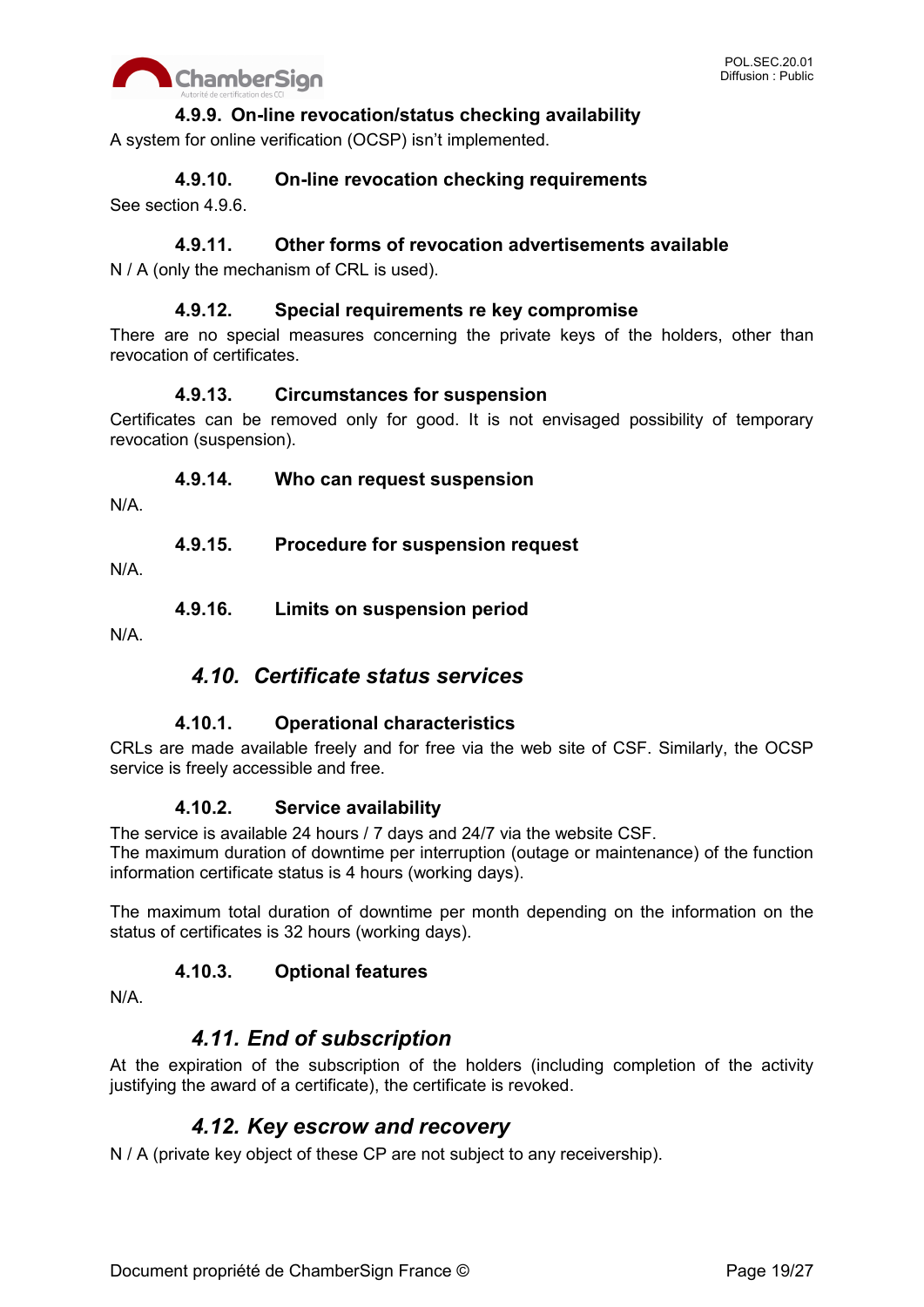#### 4.9.9. On-line revocation/status checking availability

A system for online verification (OCSP) isn't implemented.

#### 4.9.10. On-line revocation checking requirements

See section 4.9.6.

#### 4.9.11. Other forms of revocation advertisements available

N / A (only the mechanism of CRL is used).

#### 4.9.12. Special requirements re key compromise

There are no special measures concerning the private keys of the holders, other than revocation of certificates.

#### 4.9.13. Circumstances for suspension

Certificates can be removed only for good. It is not envisaged possibility of temporary revocation (suspension).

#### 4.9.14. Who can request suspension

N/A.

#### 4.9.15. Procedure for suspension request

N/A.

#### 4.9.16. Limits on suspension period

N/A.

### *4.10. Certificate status services*

#### 4.10.1. Operational characteristics

CRLs are made available freely and for free via the web site of CSF. Similarly, the OCSP service is freely accessible and free.

#### 4.10.2. Service availability

The service is available 24 hours / 7 days and 24/7 via the website CSF.
The maximum duration of downtime per interruption (outage or maintenance) of the function information certificate status is 4 hours (working days).

The maximum total duration of downtime per month depending on the information on the status of certificates is 32 hours (working days).

#### 4.10.3. Optional features

N/A.

### *4.11. End of subscription*

At the expiration of the subscription of the holders (including completion of the activity justifying the award of a certificate), the certificate is revoked.

### *4.12. Key escrow and recovery*

N / A (private key object of these CP are not subject to any receivership).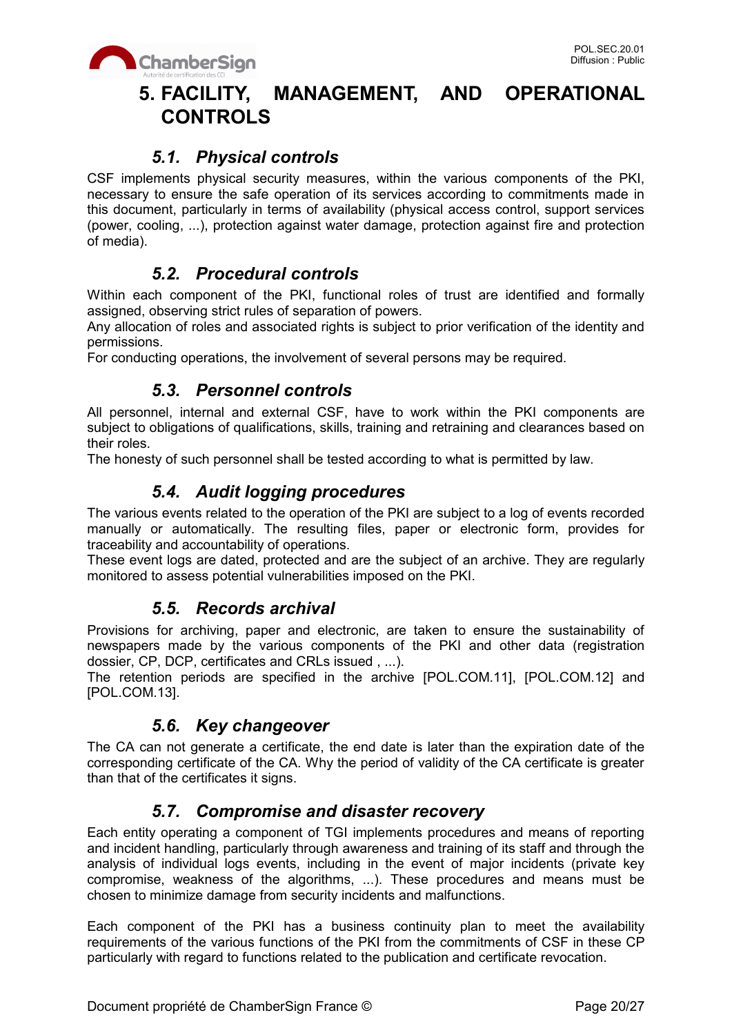# 5. FACILITY, MANAGEMENT, AND OPERATIONAL CONTROLS

## *5.1. Physical controls*

CSF implements physical security measures, within the various components of the PKI, necessary to ensure the safe operation of its services according to commitments made in this document, particularly in terms of availability (physical access control, support services (power, cooling, ...), protection against water damage, protection against fire and protection of media).

## *5.2. Procedural controls*

Within each component of the PKI, functional roles of trust are identified and formally assigned, observing strict rules of separation of powers.
Any allocation of roles and associated rights is subject to prior verification of the identity and permissions.
For conducting operations, the involvement of several persons may be required.

## *5.3. Personnel controls*

All personnel, internal and external CSF, have to work within the PKI components are subject to obligations of qualifications, skills, training and retraining and clearances based on their roles.
The honesty of such personnel shall be tested according to what is permitted by law.

## *5.4. Audit logging procedures*

The various events related to the operation of the PKI are subject to a log of events recorded manually or automatically. The resulting files, paper or electronic form, provides for traceability and accountability of operations.
These event logs are dated, protected and are the subject of an archive. They are regularly monitored to assess potential vulnerabilities imposed on the PKI.

## *5.5. Records archival*

Provisions for archiving, paper and electronic, are taken to ensure the sustainability of newspapers made by the various components of the PKI and other data (registration dossier, CP, DCP, certificates and CRLs issued , ...).
The retention periods are specified in the archive [POL.COM.11], [POL.COM.12] and [POL.COM.13].

## *5.6. Key changeover*

The CA can not generate a certificate, the end date is later than the expiration date of the corresponding certificate of the CA. Why the period of validity of the CA certificate is greater than that of the certificates it signs.

## *5.7. Compromise and disaster recovery*

Each entity operating a component of TGI implements procedures and means of reporting and incident handling, particularly through awareness and training of its staff and through the analysis of individual logs events, including in the event of major incidents (private key compromise, weakness of the algorithms, ...). These procedures and means must be chosen to minimize damage from security incidents and malfunctions.

Each component of the PKI has a business continuity plan to meet the availability requirements of the various functions of the PKI from the commitments of CSF in these CP particularly with regard to functions related to the publication and certificate revocation.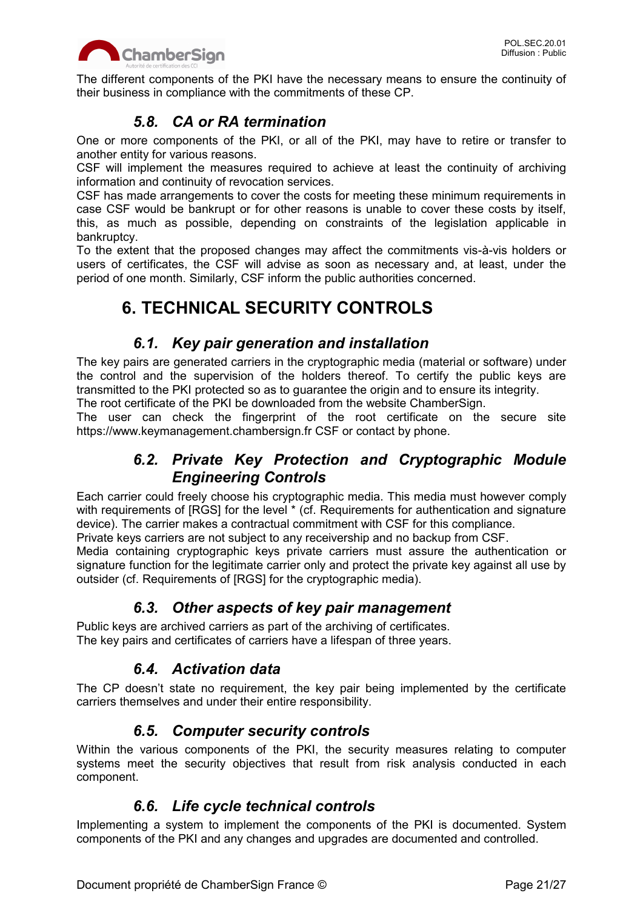The different components of the PKI have the necessary means to ensure the continuity of their business in compliance with the commitments of these CP.

## *5.8. CA or RA termination*

One or more components of the PKI, or all of the PKI, may have to retire or transfer to another entity for various reasons.
CSF will implement the measures required to achieve at least the continuity of archiving information and continuity of revocation services.
CSF has made arrangements to cover the costs for meeting these minimum requirements in case CSF would be bankrupt or for other reasons is unable to cover these costs by itself, this, as much as possible, depending on constraints of the legislation applicable in bankruptcy.
To the extent that the proposed changes may affect the commitments vis-à-vis holders or users of certificates, the CSF will advise as soon as necessary and, at least, under the period of one month. Similarly, CSF inform the public authorities concerned.

# 6. TECHNICAL SECURITY CONTROLS

## *6.1. Key pair generation and installation*

The key pairs are generated carriers in the cryptographic media (material or software) under the control and the supervision of the holders thereof. To certify the public keys are transmitted to the PKI protected so as to guarantee the origin and to ensure its integrity.
The root certificate of the PKI be downloaded from the website ChamberSign.
The user can check the fingerprint of the root certificate on the secure site https://www.keymanagement.chambersign.fr CSF or contact by phone.

## *6.2. Private Key Protection and Cryptographic Module Engineering Controls*

Each carrier could freely choose his cryptographic media. This media must however comply with requirements of [RGS] for the level * (cf. Requirements for authentication and signature device). The carrier makes a contractual commitment with CSF for this compliance.
Private keys carriers are not subject to any receivership and no backup from CSF.
Media containing cryptographic keys private carriers must assure the authentication or signature function for the legitimate carrier only and protect the private key against all use by outsider (cf. Requirements of [RGS] for the cryptographic media).

## *6.3. Other aspects of key pair management*

Public keys are archived carriers as part of the archiving of certificates.
The key pairs and certificates of carriers have a lifespan of three years.

## *6.4. Activation data*

The CP doesn't state no requirement, the key pair being implemented by the certificate carriers themselves and under their entire responsibility.

## *6.5. Computer security controls*

Within the various components of the PKI, the security measures relating to computer systems meet the security objectives that result from risk analysis conducted in each component.

## *6.6. Life cycle technical controls*

Implementing a system to implement the components of the PKI is documented. System components of the PKI and any changes and upgrades are documented and controlled.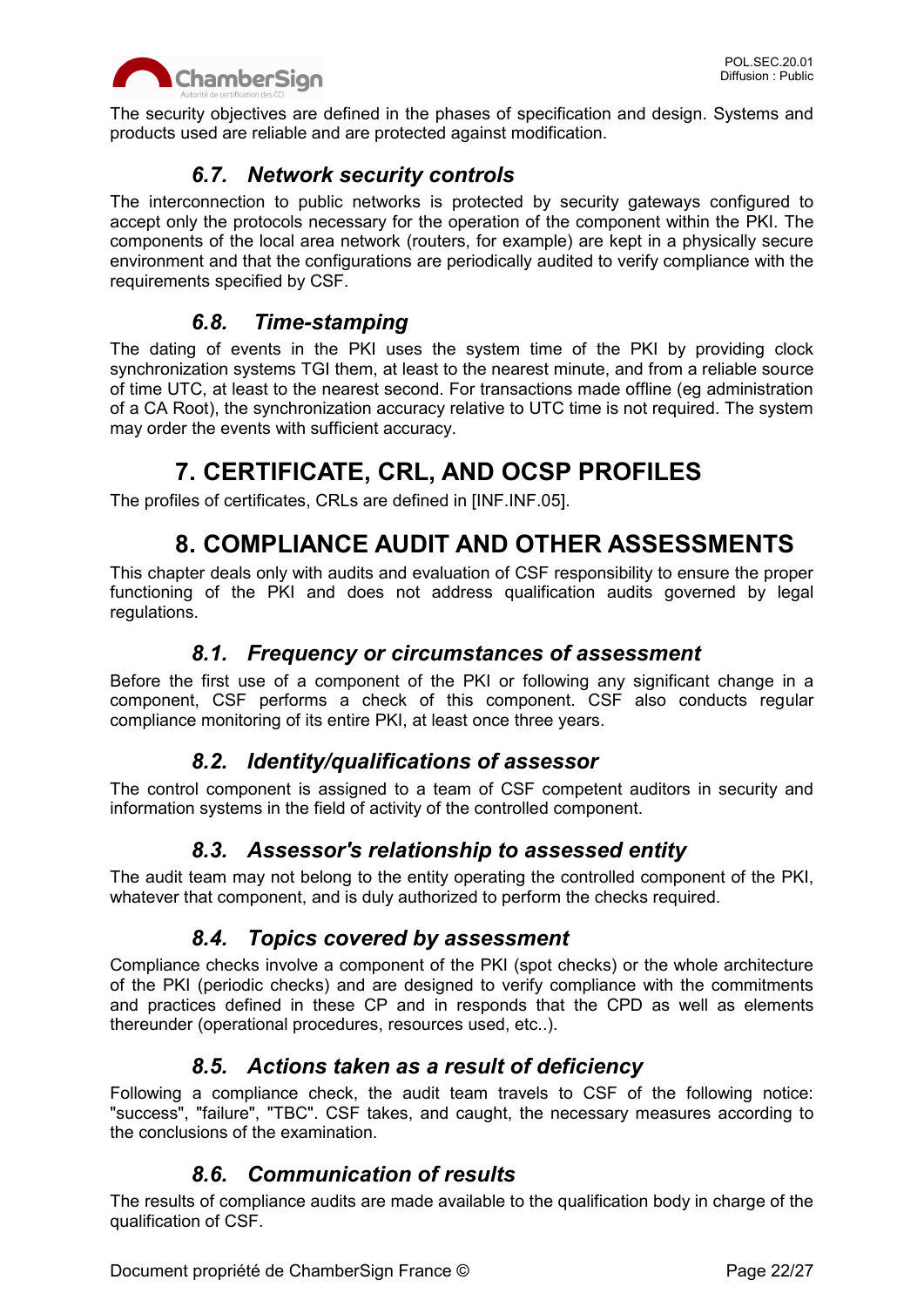The security objectives are defined in the phases of specification and design. Systems and products used are reliable and are protected against modification.

### *6.7. Network security controls*

The interconnection to public networks is protected by security gateways configured to accept only the protocols necessary for the operation of the component within the PKI. The components of the local area network (routers, for example) are kept in a physically secure environment and that the configurations are periodically audited to verify compliance with the requirements specified by CSF.

### *6.8. Time-stamping*

The dating of events in the PKI uses the system time of the PKI by providing clock synchronization systems TGI them, at least to the nearest minute, and from a reliable source of time UTC, at least to the nearest second. For transactions made offline (eg administration of a CA Root), the synchronization accuracy relative to UTC time is not required. The system may order the events with sufficient accuracy.

# 7. CERTIFICATE, CRL, AND OCSP PROFILES

The profiles of certificates, CRLs are defined in [INF.INF.05].

# 8. COMPLIANCE AUDIT AND OTHER ASSESSMENTS

This chapter deals only with audits and evaluation of CSF responsibility to ensure the proper functioning of the PKI and does not address qualification audits governed by legal regulations.

### *8.1. Frequency or circumstances of assessment*

Before the first use of a component of the PKI or following any significant change in a component, CSF performs a check of this component. CSF also conducts regular compliance monitoring of its entire PKI, at least once three years.

### *8.2. Identity/qualifications of assessor*

The control component is assigned to a team of CSF competent auditors in security and information systems in the field of activity of the controlled component.

### *8.3. Assessor's relationship to assessed entity*

The audit team may not belong to the entity operating the controlled component of the PKI, whatever that component, and is duly authorized to perform the checks required.

### *8.4. Topics covered by assessment*

Compliance checks involve a component of the PKI (spot checks) or the whole architecture of the PKI (periodic checks) and are designed to verify compliance with the commitments and practices defined in these CP and in responds that the CPD as well as elements thereunder (operational procedures, resources used, etc..).

### *8.5. Actions taken as a result of deficiency*

Following a compliance check, the audit team travels to CSF of the following notice: "success", "failure", "TBC". CSF takes, and caught, the necessary measures according to the conclusions of the examination.

### *8.6. Communication of results*

The results of compliance audits are made available to the qualification body in charge of the qualification of CSF.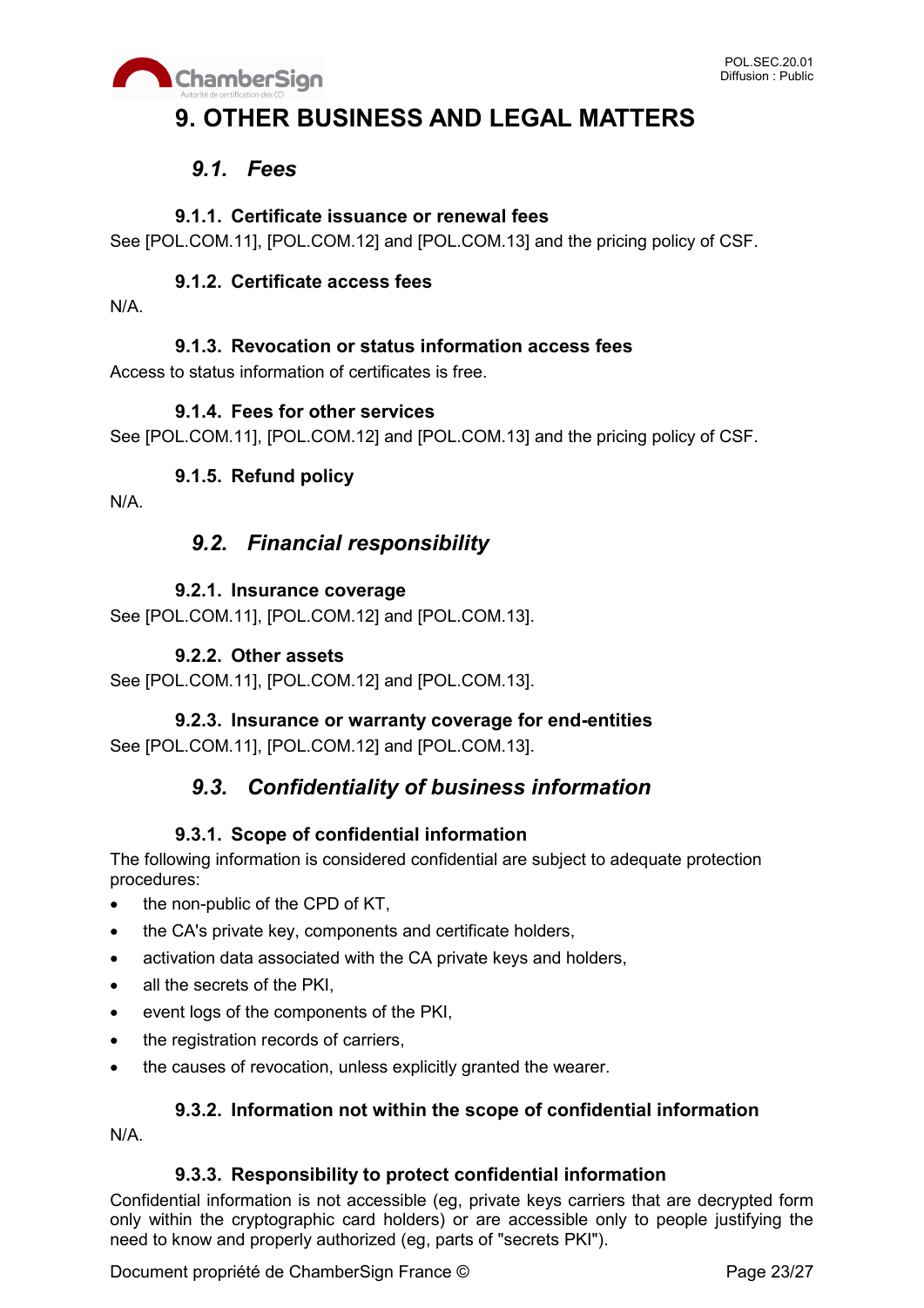# 9. OTHER BUSINESS AND LEGAL MATTERS

## *9.1. Fees*

### 9.1.1. Certificate issuance or renewal fees

See [POL.COM.11], [POL.COM.12] and [POL.COM.13] and the pricing policy of CSF.

### 9.1.2. Certificate access fees

N/A.

### 9.1.3. Revocation or status information access fees

Access to status information of certificates is free.

### 9.1.4. Fees for other services

See [POL.COM.11], [POL.COM.12] and [POL.COM.13] and the pricing policy of CSF.

### 9.1.5. Refund policy

N/A.

## *9.2. Financial responsibility*

### 9.2.1. Insurance coverage

See [POL.COM.11], [POL.COM.12] and [POL.COM.13].

### 9.2.2. Other assets

See [POL.COM.11], [POL.COM.12] and [POL.COM.13].

### 9.2.3. Insurance or warranty coverage for end-entities

See [POL.COM.11], [POL.COM.12] and [POL.COM.13].

## *9.3. Confidentiality of business information*

### 9.3.1. Scope of confidential information

The following information is considered confidential are subject to adequate protection procedures:

- the non-public of the CPD of KT,
- the CA's private key, components and certificate holders,
- activation data associated with the CA private keys and holders,
- all the secrets of the PKI,
- event logs of the components of the PKI,
- the registration records of carriers,
- the causes of revocation, unless explicitly granted the wearer.

### 9.3.2. Information not within the scope of confidential information

N/A.

### 9.3.3. Responsibility to protect confidential information

Confidential information is not accessible (eg, private keys carriers that are decrypted form only within the cryptographic card holders) or are accessible only to people justifying the need to know and properly authorized (eg, parts of "secrets PKI").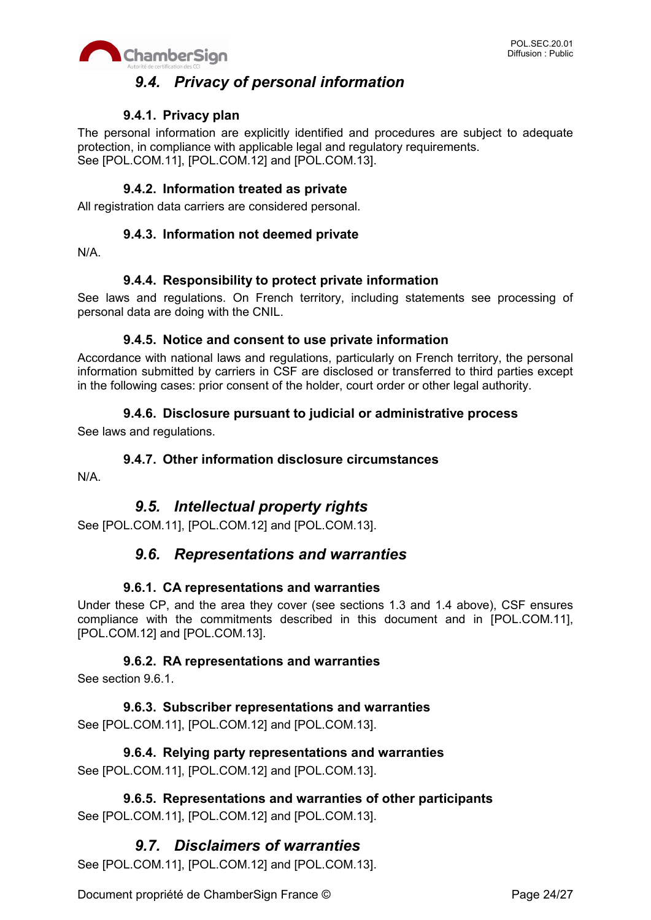## 9.4. Privacy of personal information

### 9.4.1. Privacy plan

The personal information are explicitly identified and procedures are subject to adequate protection, in compliance with applicable legal and regulatory requirements.
See [POL.COM.11], [POL.COM.12] and [POL.COM.13].

### 9.4.2. Information treated as private

All registration data carriers are considered personal.

### 9.4.3. Information not deemed private

N/A.

### 9.4.4. Responsibility to protect private information

See laws and regulations. On French territory, including statements see processing of personal data are doing with the CNIL.

### 9.4.5. Notice and consent to use private information

Accordance with national laws and regulations, particularly on French territory, the personal information submitted by carriers in CSF are disclosed or transferred to third parties except in the following cases: prior consent of the holder, court order or other legal authority.

### 9.4.6. Disclosure pursuant to judicial or administrative process

See laws and regulations.

### 9.4.7. Other information disclosure circumstances

N/A.

## 9.5. Intellectual property rights

See [POL.COM.11], [POL.COM.12] and [POL.COM.13].

## 9.6. Representations and warranties

### 9.6.1. CA representations and warranties

Under these CP, and the area they cover (see sections 1.3 and 1.4 above), CSF ensures compliance with the commitments described in this document and in [POL.COM.11], [POL.COM.12] and [POL.COM.13].

### 9.6.2. RA representations and warranties

See section 9.6.1.

### 9.6.3. Subscriber representations and warranties

See [POL.COM.11], [POL.COM.12] and [POL.COM.13].

### 9.6.4. Relying party representations and warranties

See [POL.COM.11], [POL.COM.12] and [POL.COM.13].

### 9.6.5. Representations and warranties of other participants

See [POL.COM.11], [POL.COM.12] and [POL.COM.13].

## 9.7. Disclaimers of warranties

See [POL.COM.11], [POL.COM.12] and [POL.COM.13].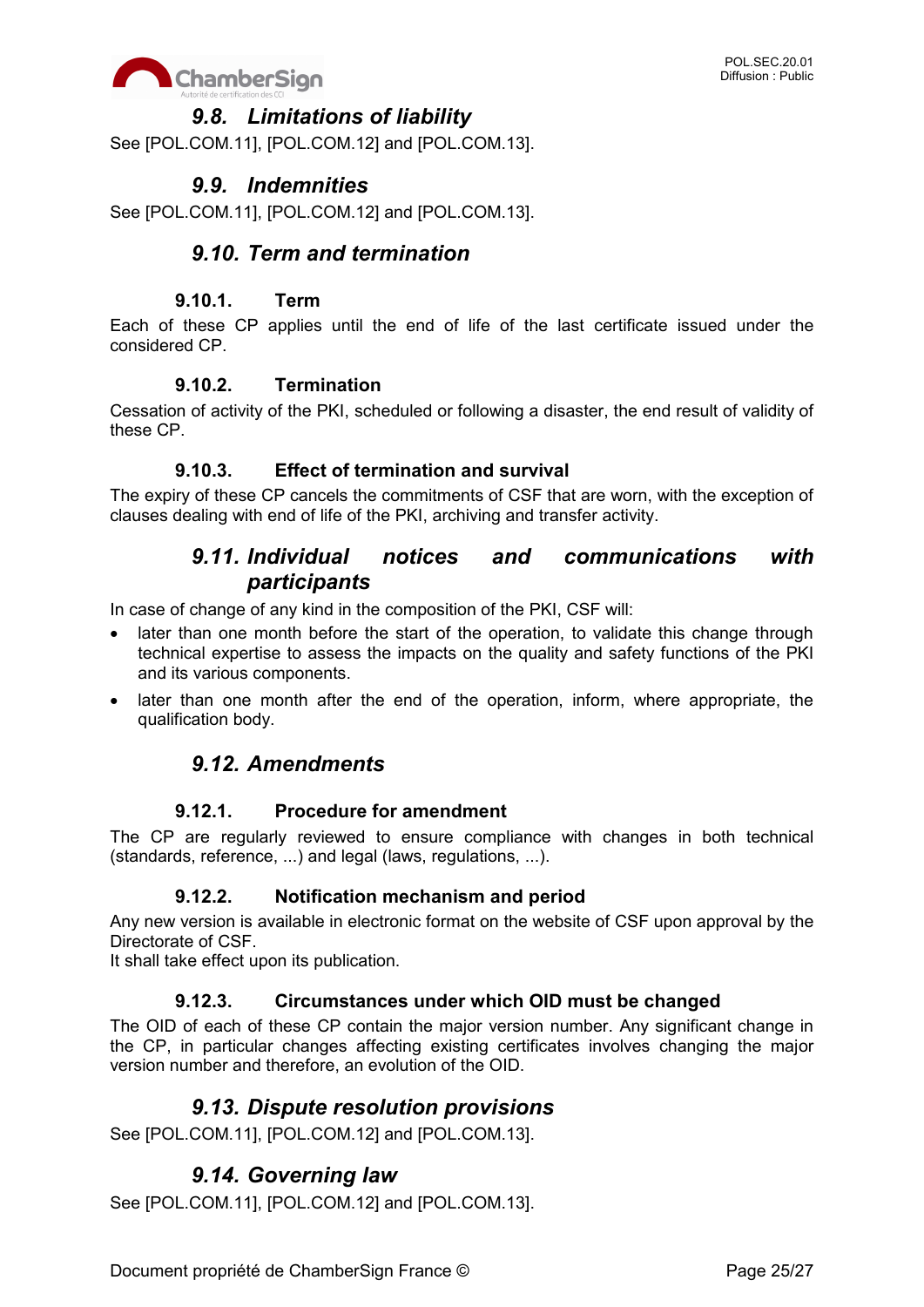## *9.8. Limitations of liability*

See [POL.COM.11], [POL.COM.12] and [POL.COM.13].

## *9.9. Indemnities*

See [POL.COM.11], [POL.COM.12] and [POL.COM.13].

## *9.10. Term and termination*

### 9.10.1. Term

Each of these CP applies until the end of life of the last certificate issued under the considered CP.

### 9.10.2. Termination

Cessation of activity of the PKI, scheduled or following a disaster, the end result of validity of these CP.

### 9.10.3. Effect of termination and survival

The expiry of these CP cancels the commitments of CSF that are worn, with the exception of clauses dealing with end of life of the PKI, archiving and transfer activity.

## *9.11. Individual notices and communications with participants*

In case of change of any kind in the composition of the PKI, CSF will:

- later than one month before the start of the operation, to validate this change through technical expertise to assess the impacts on the quality and safety functions of the PKI and its various components.
- later than one month after the end of the operation, inform, where appropriate, the qualification body.

## *9.12. Amendments*

### 9.12.1. Procedure for amendment

The CP are regularly reviewed to ensure compliance with changes in both technical (standards, reference, ...) and legal (laws, regulations, ...).

### 9.12.2. Notification mechanism and period

Any new version is available in electronic format on the website of CSF upon approval by the Directorate of CSF.
It shall take effect upon its publication.

### 9.12.3. Circumstances under which OID must be changed

The OID of each of these CP contain the major version number. Any significant change in the CP, in particular changes affecting existing certificates involves changing the major version number and therefore, an evolution of the OID.

## *9.13. Dispute resolution provisions*

See [POL.COM.11], [POL.COM.12] and [POL.COM.13].

## *9.14. Governing law*

See [POL.COM.11], [POL.COM.12] and [POL.COM.13].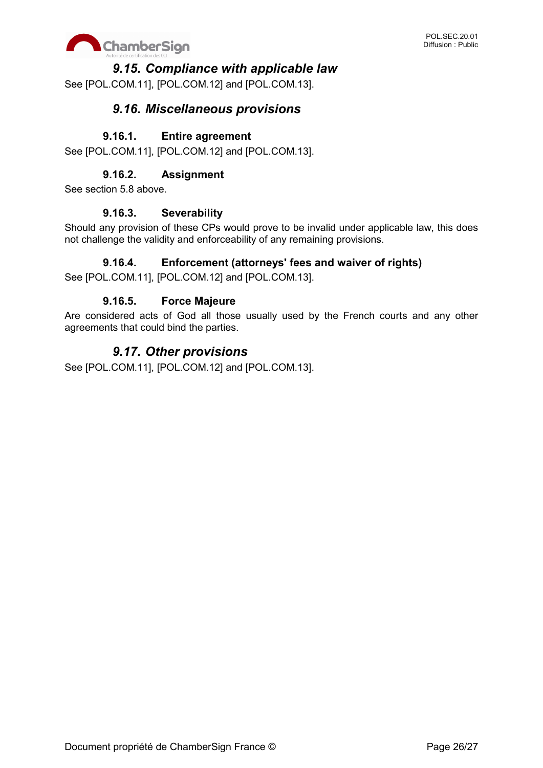## 9.15. Compliance with applicable law

See [POL.COM.11], [POL.COM.12] and [POL.COM.13].

## 9.16. Miscellaneous provisions

### 9.16.1. Entire agreement

See [POL.COM.11], [POL.COM.12] and [POL.COM.13].

### 9.16.2. Assignment

See section 5.8 above.

### 9.16.3. Severability

Should any provision of these CPs would prove to be invalid under applicable law, this does not challenge the validity and enforceability of any remaining provisions.

### 9.16.4. Enforcement (attorneys' fees and waiver of rights)

See [POL.COM.11], [POL.COM.12] and [POL.COM.13].

### 9.16.5. Force Majeure

Are considered acts of God all those usually used by the French courts and any other agreements that could bind the parties.

## 9.17. Other provisions

See [POL.COM.11], [POL.COM.12] and [POL.COM.13].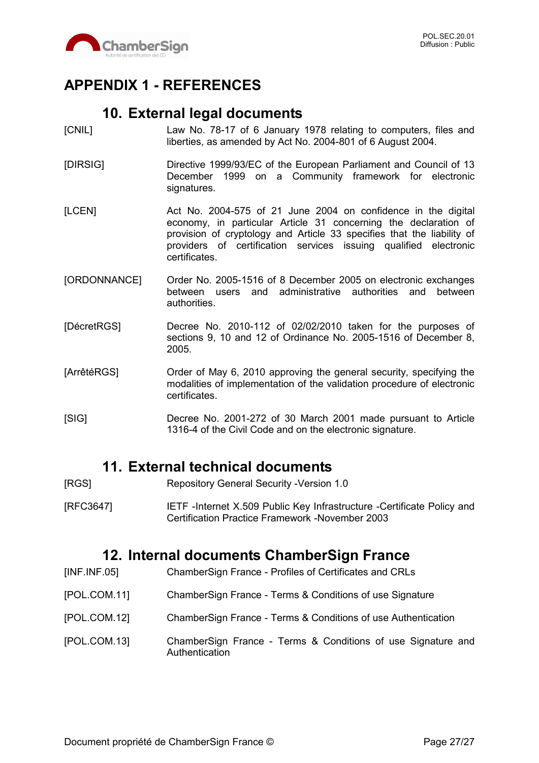# APPENDIX 1 - REFERENCES

## 10. External legal documents

[CNIL] Law No. 78-17 of 6 January 1978 relating to computers, files and liberties, as amended by Act No. 2004-801 of 6 August 2004.

[DIRSIG] Directive 1999/93/EC of the European Parliament and Council of 13 December 1999 on a Community framework for electronic signatures.

[LCEN] Act No. 2004-575 of 21 June 2004 on confidence in the digital economy, in particular Article 31 concerning the declaration of provision of cryptology and Article 33 specifies that the liability of providers of certification services issuing qualified electronic certificates.

[ORDONNANCE] Order No. 2005-1516 of 8 December 2005 on electronic exchanges between users and administrative authorities and between authorities.

[DécretRGS] Decree No. 2010-112 of 02/02/2010 taken for the purposes of sections 9, 10 and 12 of Ordinance No. 2005-1516 of December 8, 2005.

[ArrêtéRGS] Order of May 6, 2010 approving the general security, specifying the modalities of implementation of the validation procedure of electronic certificates.

[SIG] Decree No. 2001-272 of 30 March 2001 made pursuant to Article 1316-4 of the Civil Code and on the electronic signature.

## 11. External technical documents

[RGS] Repository General Security -Version 1.0

[RFC3647] IETF -Internet X.509 Public Key Infrastructure -Certificate Policy and Certification Practice Framework -November 2003

## 12. Internal documents ChamberSign France

[INF.INF.05] ChamberSign France - Profiles of Certificates and CRLs

[POL.COM.11] ChamberSign France - Terms & Conditions of use Signature

[POL.COM.12] ChamberSign France - Terms & Conditions of use Authentication

[POL.COM.13] ChamberSign France - Terms & Conditions of use Signature and Authentication